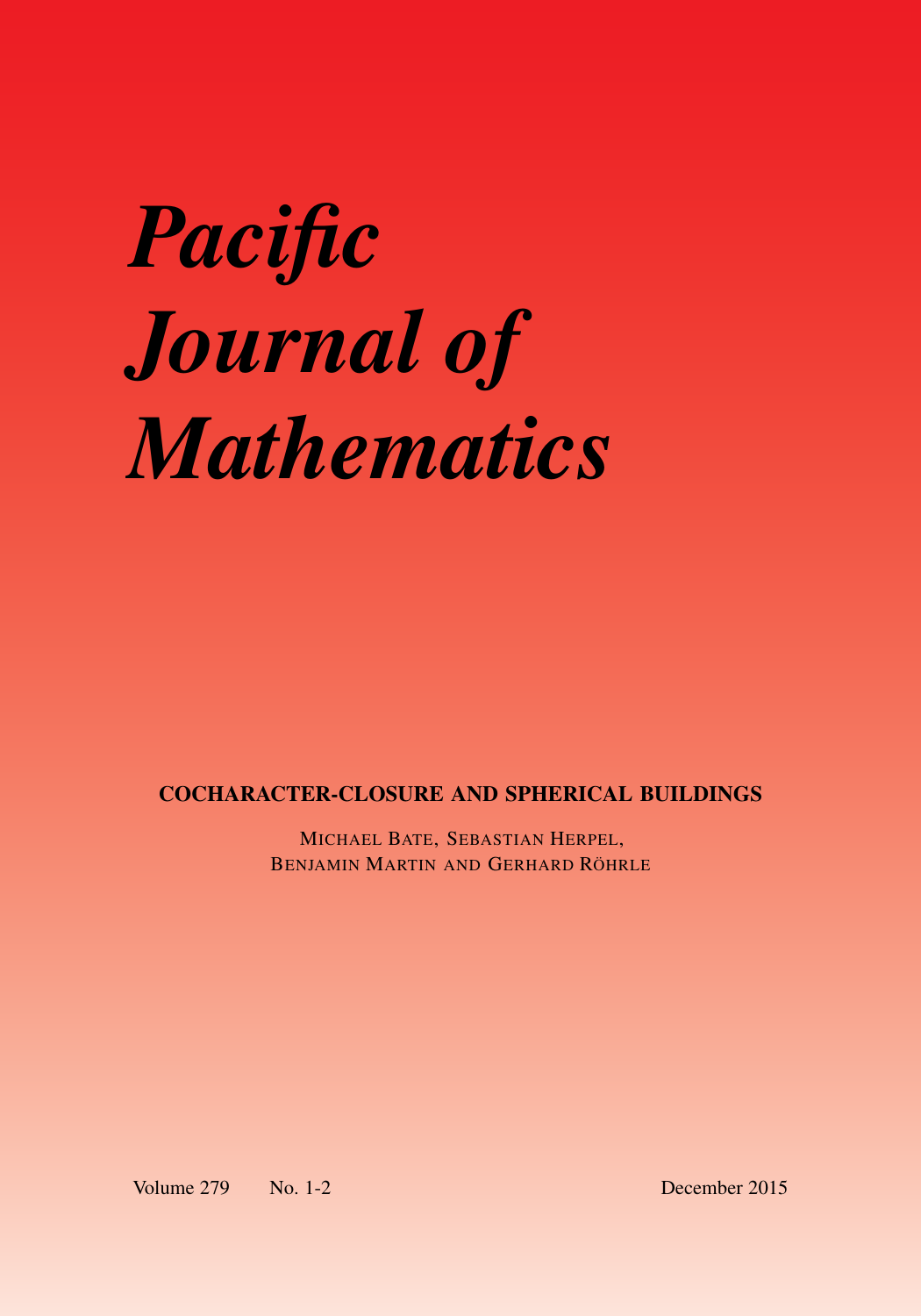# *Pacific Journal of Mathematics*

**COCHARACTER-CLOSURE AND SPHERICAL BUILDINGS**

MICHAEL BATE, SEBASTIAN HERPEL,
BENJAMIN MARTIN AND GERHARD RÖHRLE

Volume 279 No. 1-2 December 2015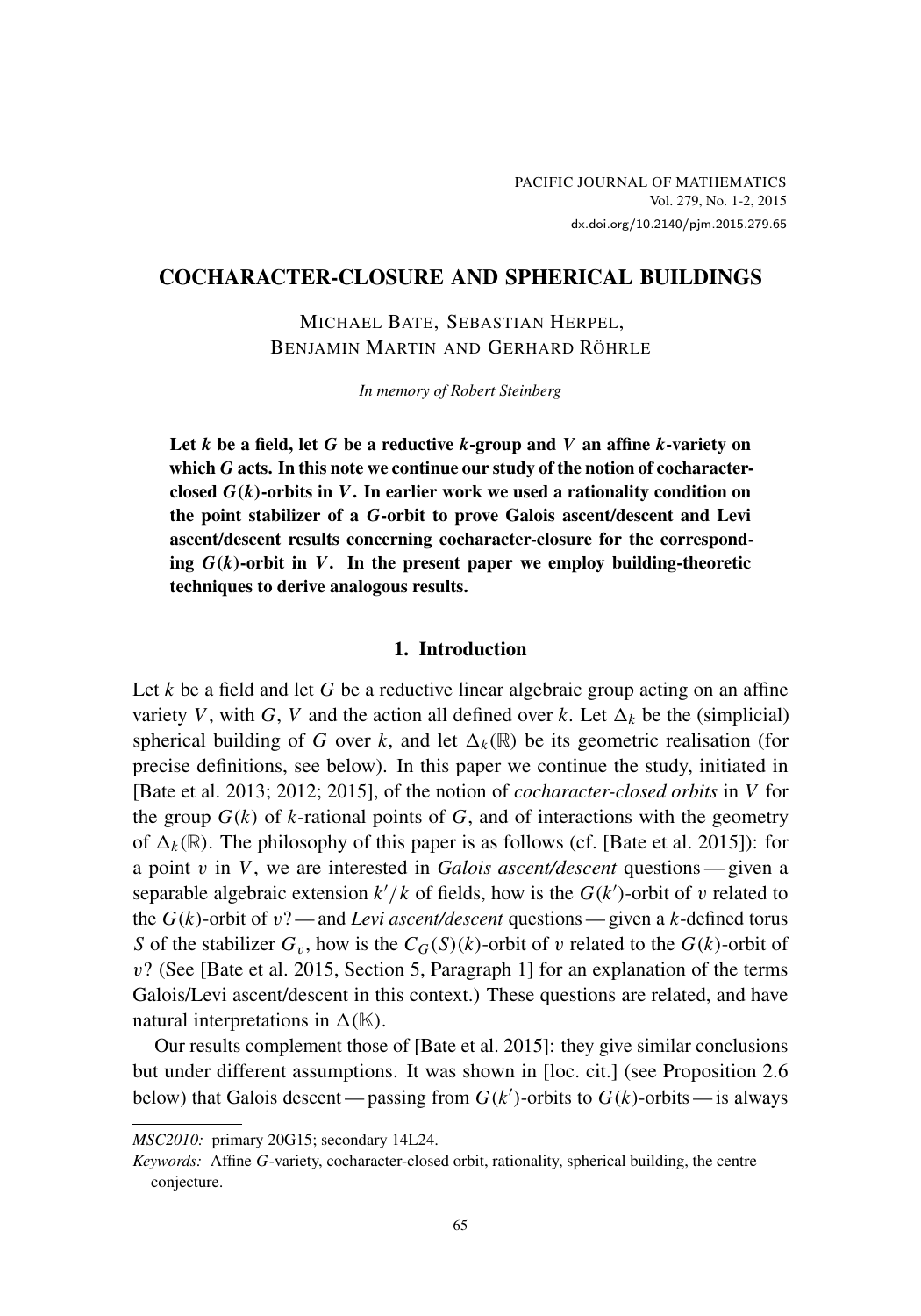# COCHARACTER-CLOSURE AND SPHERICAL BUILDINGS

MICHAEL BATE, SEBASTIAN HERPEL, BENJAMIN MARTIN AND GERHARD RÖHRLE

*In memory of Robert Steinberg*

**Let $k$ be a field, let $G$ be a reductive $k$-group and $V$ an affine $k$-variety on which $G$ acts. In this note we continue our study of the notion of cocharacter-closed $G(k)$-orbits in $V$. In earlier work we used a rationality condition on the point stabilizer of a $G$-orbit to prove Galois ascent/descent and Levi ascent/descent results concerning cocharacter-closure for the corresponding $G(k)$-orbit in $V$. In the present paper we employ building-theoretic techniques to derive analogous results.**

## 1. Introduction

Let $k$ be a field and let $G$ be a reductive linear algebraic group acting on an affine variety $V$, with $G$, $V$ and the action all defined over $k$. Let $\Delta_k$ be the (simplicial) spherical building of $G$ over $k$, and let $\Delta_k(\mathbb{R})$ be its geometric realisation (for precise definitions, see below). In this paper we continue the study, initiated in [Bate et al. 2013; 2012; 2015], of the notion of *cocharacter-closed orbits* in $V$ for the group $G(k)$ of $k$-rational points of $G$, and of interactions with the geometry of $\Delta_k(\mathbb{R})$. The philosophy of this paper is as follows (cf. [Bate et al. 2015]): for a point $v$ in $V$, we are interested in *Galois ascent/descent* questions — given a separable algebraic extension $k'/k$ of fields, how is the $G(k')$-orbit of $v$ related to the $G(k)$-orbit of $v$? — and *Levi ascent/descent* questions — given a $k$-defined torus $S$ of the stabilizer $G_v$, how is the $C_G(S)(k)$-orbit of $v$ related to the $G(k)$-orbit of $v$? (See [Bate et al. 2015, Section 5, Paragraph 1] for an explanation of the terms Galois/Levi ascent/descent in this context.) These questions are related, and have natural interpretations in $\Delta(\mathbb{K})$.

Our results complement those of [Bate et al. 2015]: they give similar conclusions but under different assumptions. It was shown in [loc. cit.] (see Proposition 2.6 below) that Galois descent — passing from $G(k')$-orbits to $G(k)$-orbits — is always

---

*MSC2010:* primary 20G15; secondary 14L24.

*Keywords:* Affine $G$-variety, cocharacter-closed orbit, rationality, spherical building, the centre conjecture.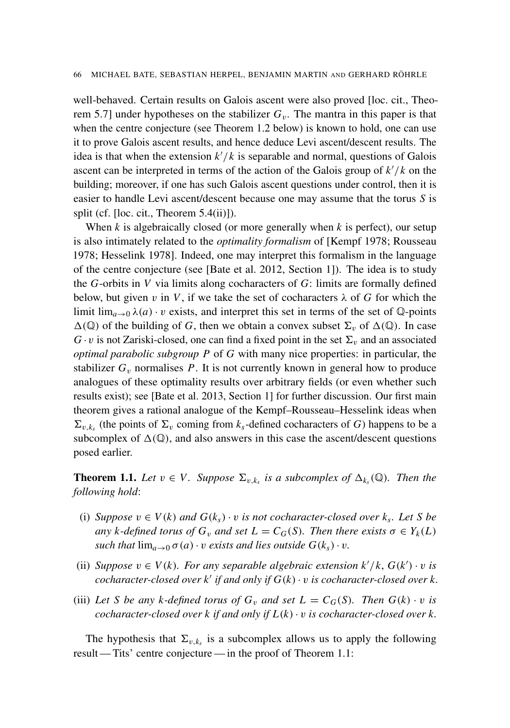well-behaved. Certain results on Galois ascent were also proved [loc. cit., Theorem 5.7] under hypotheses on the stabilizer $G_v$. The mantra in this paper is that when the centre conjecture (see Theorem 1.2 below) is known to hold, one can use it to prove Galois ascent results, and hence deduce Levi ascent/descent results. The idea is that when the extension $k'/k$ is separable and normal, questions of Galois ascent can be interpreted in terms of the action of the Galois group of $k'/k$ on the building; moreover, if one has such Galois ascent questions under control, then it is easier to handle Levi ascent/descent because one may assume that the torus $S$ is split (cf. [loc. cit., Theorem 5.4(ii)]).

When $k$ is algebraically closed (or more generally when $k$ is perfect), our setup is also intimately related to the *optimality formalism* of [Kempf 1978; Rousseau 1978; Hesselink 1978]. Indeed, one may interpret this formalism in the language of the centre conjecture (see [Bate et al. 2012, Section 1]). The idea is to study the $G$-orbits in $V$ via limits along cocharacters of $G$: limits are formally defined below, but given $v$ in $V$, if we take the set of cocharacters $\lambda$ of $G$ for which the limit $\lim_{a\to 0} \lambda(a)\cdot v$ exists, and interpret this set in terms of the set of $\mathbb{Q}$-points $\Delta(\mathbb{Q})$ of the building of $G$, then we obtain a convex subset $\Sigma_v$ of $\Delta(\mathbb{Q})$. In case $G\cdot v$ is not Zariski-closed, one can find a fixed point in the set $\Sigma_v$ and an associated *optimal parabolic subgroup* $P$ of $G$ with many nice properties: in particular, the stabilizer $G_v$ normalises $P$. It is not currently known in general how to produce analogues of these optimality results over arbitrary fields (or even whether such results exist); see [Bate et al. 2013, Section 1] for further discussion. Our first main theorem gives a rational analogue of the Kempf–Rousseau–Hesselink ideas when $\Sigma_{v,k_s}$ (the points of $\Sigma_v$ coming from $k_s$-defined cocharacters of $G$) happens to be a subcomplex of $\Delta(\mathbb{Q})$, and also answers in this case the ascent/descent questions posed earlier.

**Theorem 1.1.** *Let $v\in V$. Suppose $\Sigma_{v,k_s}$ is a subcomplex of $\Delta_{k_s}(\mathbb{Q})$. Then the following hold*:

(i) *Suppose $v\in V(k)$ and $G(k_s)\cdot v$ is not cocharacter-closed over $k_s$. Let $S$ be any $k$-defined torus of $G_v$ and set $L = C_G(S)$. Then there exists $\sigma\in Y_k(L)$ such that $\lim_{a\to 0}\sigma(a)\cdot v$ exists and lies outside $G(k_s)\cdot v$.*

(ii) *Suppose $v\in V(k)$. For any separable algebraic extension $k'/k$, $G(k')\cdot v$ is cocharacter-closed over $k'$ if and only if $G(k)\cdot v$ is cocharacter-closed over $k$.*

(iii) *Let $S$ be any $k$-defined torus of $G_v$ and set $L = C_G(S)$. Then $G(k)\cdot v$ is cocharacter-closed over $k$ if and only if $L(k)\cdot v$ is cocharacter-closed over $k$.*

The hypothesis that $\Sigma_{v,k_s}$ is a subcomplex allows us to apply the following result — Tits' centre conjecture — in the proof of Theorem 1.1: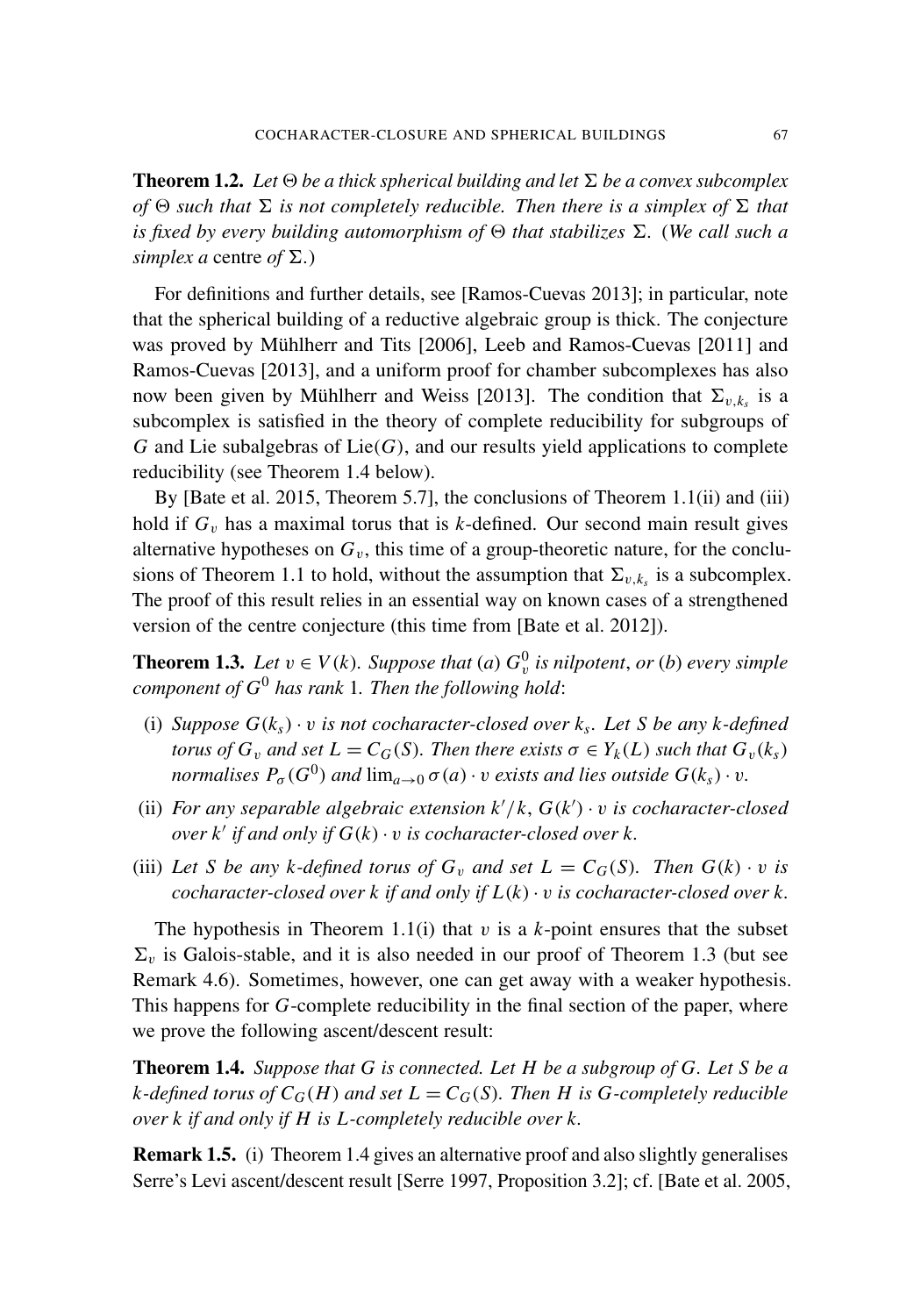**Theorem 1.2.** *Let $\Theta$ be a thick spherical building and let $\Sigma$ be a convex subcomplex of $\Theta$ such that $\Sigma$ is not completely reducible. Then there is a simplex of $\Sigma$ that is fixed by every building automorphism of $\Theta$ that stabilizes $\Sigma$.* (*We call such a simplex a* centre *of $\Sigma$.*)

For definitions and further details, see [Ramos-Cuevas 2013]; in particular, note that the spherical building of a reductive algebraic group is thick. The conjecture was proved by Mühlherr and Tits [2006], Leeb and Ramos-Cuevas [2011] and Ramos-Cuevas [2013], and a uniform proof for chamber subcomplexes has also now been given by Mühlherr and Weiss [2013]. The condition that $\Sigma_{v,k_s}$ is a subcomplex is satisfied in the theory of complete reducibility for subgroups of $G$ and Lie subalgebras of $\mathrm{Lie}(G)$, and our results yield applications to complete reducibility (see Theorem 1.4 below).

By [Bate et al. 2015, Theorem 5.7], the conclusions of Theorem 1.1(ii) and (iii) hold if $G_v$ has a maximal torus that is $k$-defined. Our second main result gives alternative hypotheses on $G_v$, this time of a group-theoretic nature, for the conclusions of Theorem 1.1 to hold, without the assumption that $\Sigma_{v,k_s}$ is a subcomplex. The proof of this result relies in an essential way on known cases of a strengthened version of the centre conjecture (this time from [Bate et al. 2012]).

**Theorem 1.3.** *Let $v \in V(k)$. Suppose that (a) $G_v^0$ is nilpotent, or (b) every simple component of $G^0$ has rank 1. Then the following hold:*

(i) *Suppose $G(k_s)\cdot v$ is not cocharacter-closed over $k_s$. Let $S$ be any $k$-defined torus of $G_v$ and set $L = C_G(S)$. Then there exists $\sigma \in Y_k(L)$ such that $G_v(k_s)$ normalises $P_\sigma(G^0)$ and $\lim_{a\to 0} \sigma(a)\cdot v$ exists and lies outside $G(k_s)\cdot v$.*

(ii) *For any separable algebraic extension $k'/k$, $G(k')\cdot v$ is cocharacter-closed over $k'$ if and only if $G(k)\cdot v$ is cocharacter-closed over $k$.*

(iii) *Let $S$ be any $k$-defined torus of $G_v$ and set $L = C_G(S)$. Then $G(k)\cdot v$ is cocharacter-closed over $k$ if and only if $L(k)\cdot v$ is cocharacter-closed over $k$.*

The hypothesis in Theorem 1.1(i) that $v$ is a $k$-point ensures that the subset $\Sigma_v$ is Galois-stable, and it is also needed in our proof of Theorem 1.3 (but see Remark 4.6). Sometimes, however, one can get away with a weaker hypothesis. This happens for $G$-complete reducibility in the final section of the paper, where we prove the following ascent/descent result:

**Theorem 1.4.** *Suppose that $G$ is connected. Let $H$ be a subgroup of $G$. Let $S$ be a $k$-defined torus of $C_G(H)$ and set $L = C_G(S)$. Then $H$ is $G$-completely reducible over $k$ if and only if $H$ is $L$-completely reducible over $k$.*

**Remark 1.5.** (i) Theorem 1.4 gives an alternative proof and also slightly generalises Serre's Levi ascent/descent result [Serre 1997, Proposition 3.2]; cf. [Bate et al. 2005,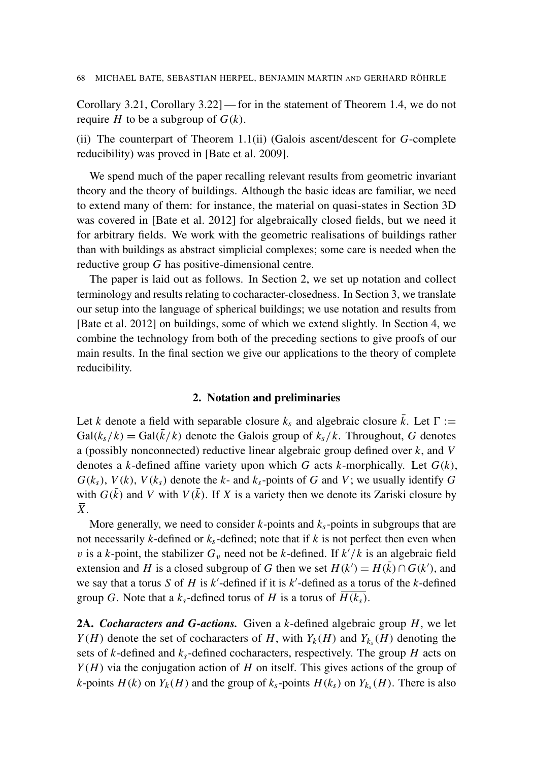Corollary 3.21, Corollary 3.22] — for in the statement of Theorem 1.4, we do not require $H$ to be a subgroup of $G(k)$.

(ii) The counterpart of Theorem 1.1(ii) (Galois ascent/descent for $G$-complete reducibility) was proved in [Bate et al. 2009].

We spend much of the paper recalling relevant results from geometric invariant theory and the theory of buildings. Although the basic ideas are familiar, we need to extend many of them: for instance, the material on quasi-states in Section 3D was covered in [Bate et al. 2012] for algebraically closed fields, but we need it for arbitrary fields. We work with the geometric realisations of buildings rather than with buildings as abstract simplicial complexes; some care is needed when the reductive group $G$ has positive-dimensional centre.

The paper is laid out as follows. In Section 2, we set up notation and collect terminology and results relating to cocharacter-closedness. In Section 3, we translate our setup into the language of spherical buildings; we use notation and results from [Bate et al. 2012] on buildings, some of which we extend slightly. In Section 4, we combine the technology from both of the preceding sections to give proofs of our main results. In the final section we give our applications to the theory of complete reducibility.

## 2. Notation and preliminaries

Let $k$ denote a field with separable closure $k_s$ and algebraic closure $\bar{k}$. Let $\Gamma := \mathrm{Gal}(k_s/k) = \mathrm{Gal}(\bar{k}/k)$ denote the Galois group of $k_s/k$. Throughout, $G$ denotes a (possibly nonconnected) reductive linear algebraic group defined over $k$, and $V$ denotes a $k$-defined affine variety upon which $G$ acts $k$-morphically. Let $G(k)$, $G(k_s)$, $V(k)$, $V(k_s)$ denote the $k$- and $k_s$-points of $G$ and $V$; we usually identify $G$ with $G(\bar{k})$ and $V$ with $V(\bar{k})$. If $X$ is a variety then we denote its Zariski closure by $\overline{X}$.

More generally, we need to consider $k$-points and $k_s$-points in subgroups that are not necessarily $k$-defined or $k_s$-defined; note that if $k$ is not perfect then even when $v$ is a $k$-point, the stabilizer $G_v$ need not be $k$-defined. If $k'/k$ is an algebraic field extension and $H$ is a closed subgroup of $G$ then we set $H(k') = H(\bar{k}) \cap G(k')$, and we say that a torus $S$ of $H$ is $k'$-defined if it is $k'$-defined as a torus of the $k$-defined group $G$. Note that a $k_s$-defined torus of $H$ is a torus of $\overline{H(k_s)}$.

**2A.** ***Cocharacters and G-actions.*** Given a $k$-defined algebraic group $H$, we let $Y(H)$ denote the set of cocharacters of $H$, with $Y_k(H)$ and $Y_{k_s}(H)$ denoting the sets of $k$-defined and $k_s$-defined cocharacters, respectively. The group $H$ acts on $Y(H)$ via the conjugation action of $H$ on itself. This gives actions of the group of $k$-points $H(k)$ on $Y_k(H)$ and the group of $k_s$-points $H(k_s)$ on $Y_{k_s}(H)$. There is also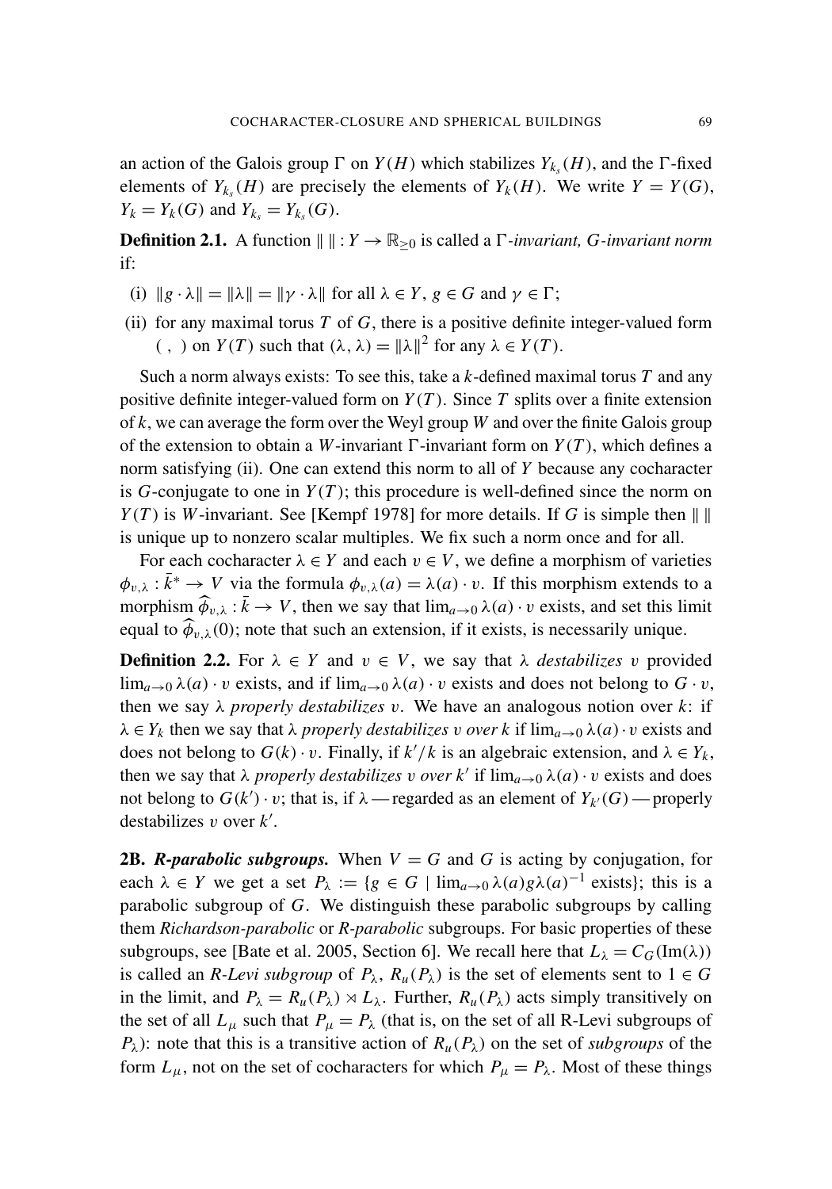an action of the Galois group $\Gamma$ on $Y(H)$ which stabilizes $Y_{k_s}(H)$, and the $\Gamma$-fixed elements of $Y_{k_s}(H)$ are precisely the elements of $Y_k(H)$. We write $Y = Y(G)$, $Y_k = Y_k(G)$ and $Y_{k_s} = Y_{k_s}(G)$.

**Definition 2.1.** A function $\| \; \| : Y \to \mathbb{R}_{\geq 0}$ is called a *$\Gamma$-invariant, $G$-invariant norm* if:

(i) $\|g \cdot \lambda\| = \|\lambda\| = \|\gamma \cdot \lambda\|$ for all $\lambda \in Y$, $g \in G$ and $\gamma \in \Gamma$;

(ii) for any maximal torus $T$ of $G$, there is a positive definite integer-valued form $( \, , \, )$ on $Y(T)$ such that $(\lambda, \lambda) = \|\lambda\|^2$ for any $\lambda \in Y(T)$.

Such a norm always exists: To see this, take a $k$-defined maximal torus $T$ and any positive definite integer-valued form on $Y(T)$. Since $T$ splits over a finite extension of $k$, we can average the form over the Weyl group $W$ and over the finite Galois group of the extension to obtain a $W$-invariant $\Gamma$-invariant form on $Y(T)$, which defines a norm satisfying (ii). One can extend this norm to all of $Y$ because any cocharacter is $G$-conjugate to one in $Y(T)$; this procedure is well-defined since the norm on $Y(T)$ is $W$-invariant. See [Kempf 1978] for more details. If $G$ is simple then $\| \; \|$ is unique up to nonzero scalar multiples. We fix such a norm once and for all.

For each cocharacter $\lambda \in Y$ and each $v \in V$, we define a morphism of varieties $\phi_{v,\lambda} : \bar{k}^* \to V$ via the formula $\phi_{v,\lambda}(a) = \lambda(a) \cdot v$. If this morphism extends to a morphism $\widehat{\phi}_{v,\lambda} : \bar{k} \to V$, then we say that $\lim_{a\to 0} \lambda(a) \cdot v$ exists, and set this limit equal to $\widehat{\phi}_{v,\lambda}(0)$; note that such an extension, if it exists, is necessarily unique.

**Definition 2.2.** For $\lambda \in Y$ and $v \in V$, we say that $\lambda$ *destabilizes* $v$ provided $\lim_{a\to 0} \lambda(a) \cdot v$ exists, and if $\lim_{a\to 0} \lambda(a) \cdot v$ exists and does not belong to $G \cdot v$, then we say $\lambda$ *properly destabilizes* $v$. We have an analogous notion over $k$: if $\lambda \in Y_k$ then we say that $\lambda$ *properly destabilizes* $v$ *over* $k$ if $\lim_{a\to 0} \lambda(a) \cdot v$ exists and does not belong to $G(k) \cdot v$. Finally, if $k'/k$ is an algebraic extension, and $\lambda \in Y_k$, then we say that $\lambda$ *properly destabilizes* $v$ *over* $k'$ if $\lim_{a\to 0} \lambda(a) \cdot v$ exists and does not belong to $G(k') \cdot v$; that is, if $\lambda$ — regarded as an element of $Y_{k'}(G)$ — properly destabilizes $v$ over $k'$.

**2B. *R-parabolic subgroups.*** When $V = G$ and $G$ is acting by conjugation, for each $\lambda \in Y$ we get a set $P_\lambda := \{g \in G \mid \lim_{a\to 0} \lambda(a) g \lambda(a)^{-1} \text{ exists}\}$; this is a parabolic subgroup of $G$. We distinguish these parabolic subgroups by calling them *Richardson-parabolic* or *R-parabolic* subgroups. For basic properties of these subgroups, see [Bate et al. 2005, Section 6]. We recall here that $L_\lambda = C_G(\mathrm{Im}(\lambda))$ is called an *R-Levi subgroup* of $P_\lambda$, $R_u(P_\lambda)$ is the set of elements sent to $1 \in G$ in the limit, and $P_\lambda = R_u(P_\lambda) \rtimes L_\lambda$. Further, $R_u(P_\lambda)$ acts simply transitively on the set of all $L_\mu$ such that $P_\mu = P_\lambda$ (that is, on the set of all R-Levi subgroups of $P_\lambda$): note that this is a transitive action of $R_u(P_\lambda)$ on the set of *subgroups* of the form $L_\mu$, not on the set of cocharacters for which $P_\mu = P_\lambda$. Most of these things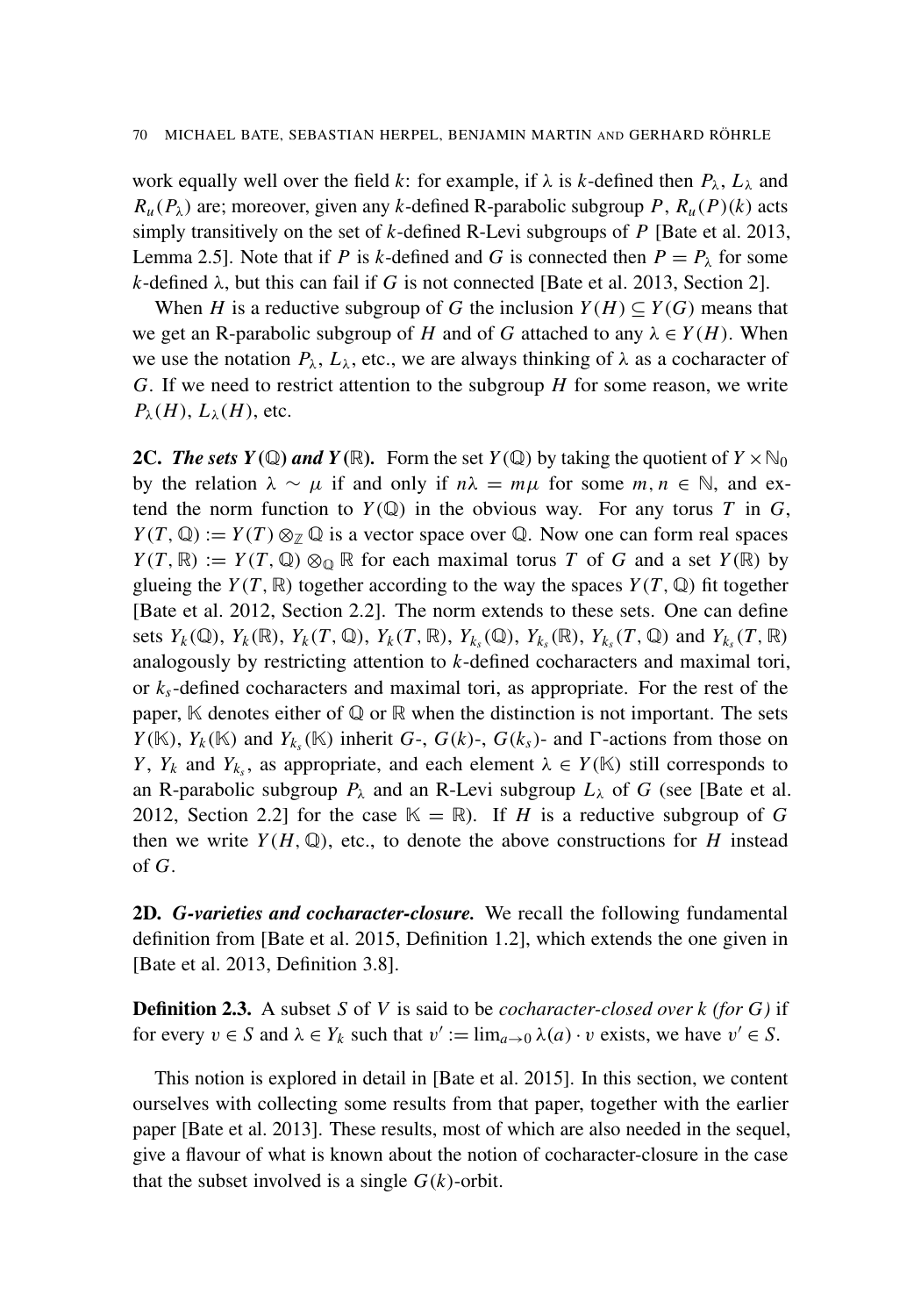work equally well over the field $k$: for example, if $\lambda$ is $k$-defined then $P_\lambda$, $L_\lambda$ and $R_u(P_\lambda)$ are; moreover, given any $k$-defined R-parabolic subgroup $P$, $R_u(P)(k)$ acts simply transitively on the set of $k$-defined R-Levi subgroups of $P$ [Bate et al. 2013, Lemma 2.5]. Note that if $P$ is $k$-defined and $G$ is connected then $P = P_\lambda$ for some $k$-defined $\lambda$, but this can fail if $G$ is not connected [Bate et al. 2013, Section 2].

When $H$ is a reductive subgroup of $G$ the inclusion $Y(H) \subseteq Y(G)$ means that we get an R-parabolic subgroup of $H$ and of $G$ attached to any $\lambda \in Y(H)$. When we use the notation $P_\lambda$, $L_\lambda$, etc., we are always thinking of $\lambda$ as a cocharacter of $G$. If we need to restrict attention to the subgroup $H$ for some reason, we write $P_\lambda(H)$, $L_\lambda(H)$, etc.

**2C.** ***The sets $Y(\mathbb{Q})$ and $Y(\mathbb{R})$.*** Form the set $Y(\mathbb{Q})$ by taking the quotient of $Y \times \mathbb{N}_0$ by the relation $\lambda \sim \mu$ if and only if $n\lambda = m\mu$ for some $m, n \in \mathbb{N}$, and extend the norm function to $Y(\mathbb{Q})$ in the obvious way. For any torus $T$ in $G$, $Y(T, \mathbb{Q}) := Y(T) \otimes_{\mathbb{Z}} \mathbb{Q}$ is a vector space over $\mathbb{Q}$. Now one can form real spaces $Y(T, \mathbb{R}) := Y(T, \mathbb{Q}) \otimes_{\mathbb{Q}} \mathbb{R}$ for each maximal torus $T$ of $G$ and a set $Y(\mathbb{R})$ by glueing the $Y(T, \mathbb{R})$ together according to the way the spaces $Y(T, \mathbb{Q})$ fit together [Bate et al. 2012, Section 2.2]. The norm extends to these sets. One can define sets $Y_k(\mathbb{Q})$, $Y_k(\mathbb{R})$, $Y_k(T, \mathbb{Q})$, $Y_k(T, \mathbb{R})$, $Y_{k_s}(\mathbb{Q})$, $Y_{k_s}(\mathbb{R})$, $Y_{k_s}(T, \mathbb{Q})$ and $Y_{k_s}(T, \mathbb{R})$ analogously by restricting attention to $k$-defined cocharacters and maximal tori, or $k_s$-defined cocharacters and maximal tori, as appropriate. For the rest of the paper, $\mathbb{K}$ denotes either of $\mathbb{Q}$ or $\mathbb{R}$ when the distinction is not important. The sets $Y(\mathbb{K})$, $Y_k(\mathbb{K})$ and $Y_{k_s}(\mathbb{K})$ inherit $G$-, $G(k)$-, $G(k_s)$- and $\Gamma$-actions from those on $Y$, $Y_k$ and $Y_{k_s}$, as appropriate, and each element $\lambda \in Y(\mathbb{K})$ still corresponds to an R-parabolic subgroup $P_\lambda$ and an R-Levi subgroup $L_\lambda$ of $G$ (see [Bate et al. 2012, Section 2.2] for the case $\mathbb{K} = \mathbb{R}$). If $H$ is a reductive subgroup of $G$ then we write $Y(H, \mathbb{Q})$, etc., to denote the above constructions for $H$ instead of $G$.

**2D.** ***G-varieties and cocharacter-closure.*** We recall the following fundamental definition from [Bate et al. 2015, Definition 1.2], which extends the one given in [Bate et al. 2013, Definition 3.8].

**Definition 2.3.** A subset $S$ of $V$ is said to be *cocharacter-closed over $k$ (for $G$)* if for every $v \in S$ and $\lambda \in Y_k$ such that $v' := \lim_{a \to 0} \lambda(a) \cdot v$ exists, we have $v' \in S$.

This notion is explored in detail in [Bate et al. 2015]. In this section, we content ourselves with collecting some results from that paper, together with the earlier paper [Bate et al. 2013]. These results, most of which are also needed in the sequel, give a flavour of what is known about the notion of cocharacter-closure in the case that the subset involved is a single $G(k)$-orbit.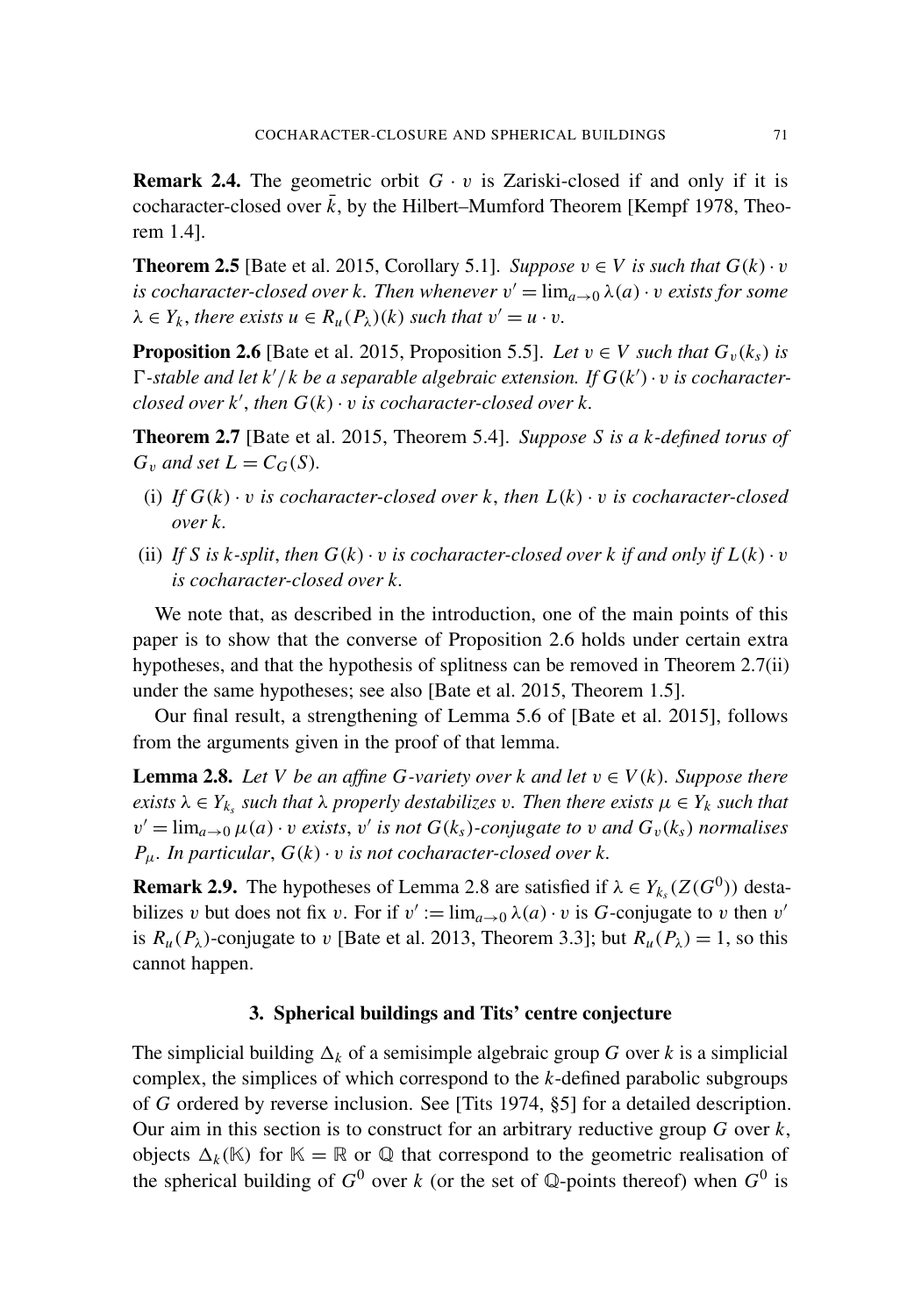**Remark 2.4.** The geometric orbit $G \cdot v$ is Zariski-closed if and only if it is cocharacter-closed over $\bar{k}$, by the Hilbert–Mumford Theorem [Kempf 1978, Theorem 1.4].

**Theorem 2.5** [Bate et al. 2015, Corollary 5.1]. *Suppose $v \in V$ is such that $G(k) \cdot v$ is cocharacter-closed over $k$. Then whenever $v' = \lim_{a \to 0} \lambda(a) \cdot v$ exists for some $\lambda \in Y_k$, there exists $u \in R_u(P_\lambda)(k)$ such that $v' = u \cdot v$.*

**Proposition 2.6** [Bate et al. 2015, Proposition 5.5]. *Let $v \in V$ such that $G_v(k_s)$ is $\Gamma$-stable and let $k'/k$ be a separable algebraic extension. If $G(k') \cdot v$ is cocharacter-closed over $k'$, then $G(k) \cdot v$ is cocharacter-closed over $k$.*

**Theorem 2.7** [Bate et al. 2015, Theorem 5.4]. *Suppose $S$ is a $k$-defined torus of $G_v$ and set $L = C_G(S)$.*

- (i) *If $G(k) \cdot v$ is cocharacter-closed over $k$, then $L(k) \cdot v$ is cocharacter-closed over $k$.*
- (ii) *If $S$ is $k$-split, then $G(k) \cdot v$ is cocharacter-closed over $k$ if and only if $L(k) \cdot v$ is cocharacter-closed over $k$.*

We note that, as described in the introduction, one of the main points of this paper is to show that the converse of Proposition 2.6 holds under certain extra hypotheses, and that the hypothesis of splitness can be removed in Theorem 2.7(ii) under the same hypotheses; see also [Bate et al. 2015, Theorem 1.5].

Our final result, a strengthening of Lemma 5.6 of [Bate et al. 2015], follows from the arguments given in the proof of that lemma.

**Lemma 2.8.** *Let $V$ be an affine $G$-variety over $k$ and let $v \in V(k)$. Suppose there exists $\lambda \in Y_{k_s}$ such that $\lambda$ properly destabilizes $v$. Then there exists $\mu \in Y_k$ such that $v' = \lim_{a \to 0} \mu(a) \cdot v$ exists, $v'$ is not $G(k_s)$-conjugate to $v$ and $G_v(k_s)$ normalises $P_\mu$. In particular, $G(k) \cdot v$ is not cocharacter-closed over $k$.*

**Remark 2.9.** The hypotheses of Lemma 2.8 are satisfied if $\lambda \in Y_{k_s}(Z(G^0))$ destabilizes $v$ but does not fix $v$. For if $v' := \lim_{a \to 0} \lambda(a) \cdot v$ is $G$-conjugate to $v$ then $v'$ is $R_u(P_\lambda)$-conjugate to $v$ [Bate et al. 2013, Theorem 3.3]; but $R_u(P_\lambda) = 1$, so this cannot happen.

## 3. Spherical buildings and Tits' centre conjecture

The simplicial building $\Delta_k$ of a semisimple algebraic group $G$ over $k$ is a simplicial complex, the simplices of which correspond to the $k$-defined parabolic subgroups of $G$ ordered by reverse inclusion. See [Tits 1974, §5] for a detailed description. Our aim in this section is to construct for an arbitrary reductive group $G$ over $k$, objects $\Delta_k(\mathbb{K})$ for $\mathbb{K} = \mathbb{R}$ or $\mathbb{Q}$ that correspond to the geometric realisation of the spherical building of $G^0$ over $k$ (or the set of $\mathbb{Q}$-points thereof) when $G^0$ is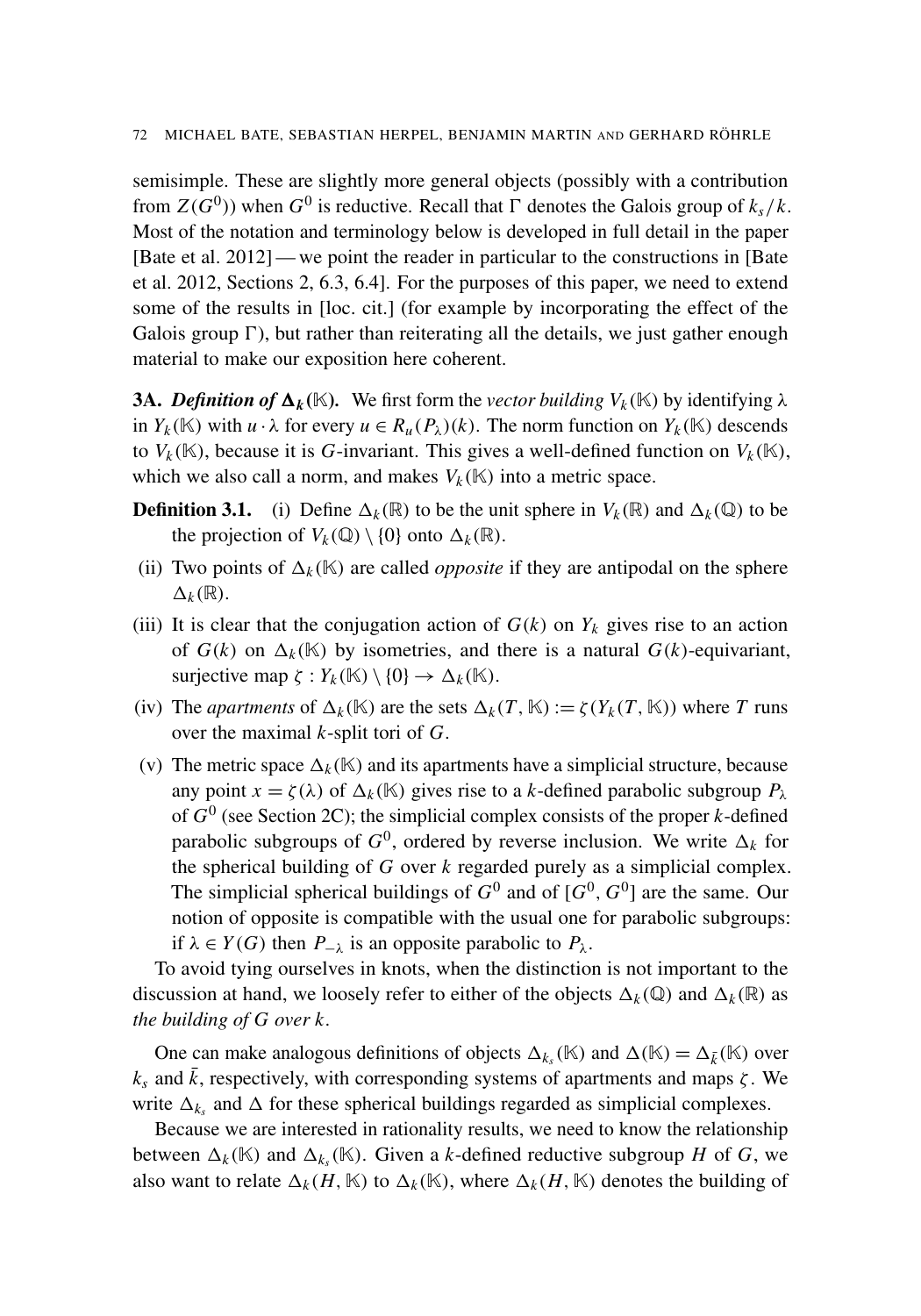semisimple. These are slightly more general objects (possibly with a contribution from $Z(G^0)$) when $G^0$ is reductive. Recall that $\Gamma$ denotes the Galois group of $k_s/k$. Most of the notation and terminology below is developed in full detail in the paper [Bate et al. 2012] — we point the reader in particular to the constructions in [Bate et al. 2012, Sections 2, 6.3, 6.4]. For the purposes of this paper, we need to extend some of the results in [loc. cit.] (for example by incorporating the effect of the Galois group $\Gamma$), but rather than reiterating all the details, we just gather enough material to make our exposition here coherent.

**3A.** ***Definition of*** $\boldsymbol{\Delta_k(\mathbb{K})}$**.** We first form the *vector building* $V_k(\mathbb{K})$ by identifying $\lambda$ in $Y_k(\mathbb{K})$ with $u \cdot \lambda$ for every $u \in R_u(P_\lambda)(k)$. The norm function on $Y_k(\mathbb{K})$ descends to $V_k(\mathbb{K})$, because it is $G$-invariant. This gives a well-defined function on $V_k(\mathbb{K})$, which we also call a norm, and makes $V_k(\mathbb{K})$ into a metric space.

**Definition 3.1.**

(i) Define $\Delta_k(\mathbb{R})$ to be the unit sphere in $V_k(\mathbb{R})$ and $\Delta_k(\mathbb{Q})$ to be the projection of $V_k(\mathbb{Q}) \setminus \{0\}$ onto $\Delta_k(\mathbb{R})$.

(ii) Two points of $\Delta_k(\mathbb{K})$ are called *opposite* if they are antipodal on the sphere $\Delta_k(\mathbb{R})$.

(iii) It is clear that the conjugation action of $G(k)$ on $Y_k$ gives rise to an action of $G(k)$ on $\Delta_k(\mathbb{K})$ by isometries, and there is a natural $G(k)$-equivariant, surjective map $\zeta : Y_k(\mathbb{K}) \setminus \{0\} \to \Delta_k(\mathbb{K})$.

(iv) The *apartments* of $\Delta_k(\mathbb{K})$ are the sets $\Delta_k(T, \mathbb{K}) := \zeta(Y_k(T, \mathbb{K}))$ where $T$ runs over the maximal $k$-split tori of $G$.

(v) The metric space $\Delta_k(\mathbb{K})$ and its apartments have a simplicial structure, because any point $x = \zeta(\lambda)$ of $\Delta_k(\mathbb{K})$ gives rise to a $k$-defined parabolic subgroup $P_\lambda$ of $G^0$ (see Section 2C); the simplicial complex consists of the proper $k$-defined parabolic subgroups of $G^0$, ordered by reverse inclusion. We write $\Delta_k$ for the spherical building of $G$ over $k$ regarded purely as a simplicial complex. The simplicial spherical buildings of $G^0$ and of $[G^0, G^0]$ are the same. Our notion of opposite is compatible with the usual one for parabolic subgroups: if $\lambda \in Y(G)$ then $P_{-\lambda}$ is an opposite parabolic to $P_\lambda$.

To avoid tying ourselves in knots, when the distinction is not important to the discussion at hand, we loosely refer to either of the objects $\Delta_k(\mathbb{Q})$ and $\Delta_k(\mathbb{R})$ as *the building of $G$ over $k$*.

One can make analogous definitions of objects $\Delta_{k_s}(\mathbb{K})$ and $\Delta(\mathbb{K}) = \Delta_{\bar{k}}(\mathbb{K})$ over $k_s$ and $\bar{k}$, respectively, with corresponding systems of apartments and maps $\zeta$. We write $\Delta_{k_s}$ and $\Delta$ for these spherical buildings regarded as simplicial complexes.

Because we are interested in rationality results, we need to know the relationship between $\Delta_k(\mathbb{K})$ and $\Delta_{k_s}(\mathbb{K})$. Given a $k$-defined reductive subgroup $H$ of $G$, we also want to relate $\Delta_k(H, \mathbb{K})$ to $\Delta_k(\mathbb{K})$, where $\Delta_k(H, \mathbb{K})$ denotes the building of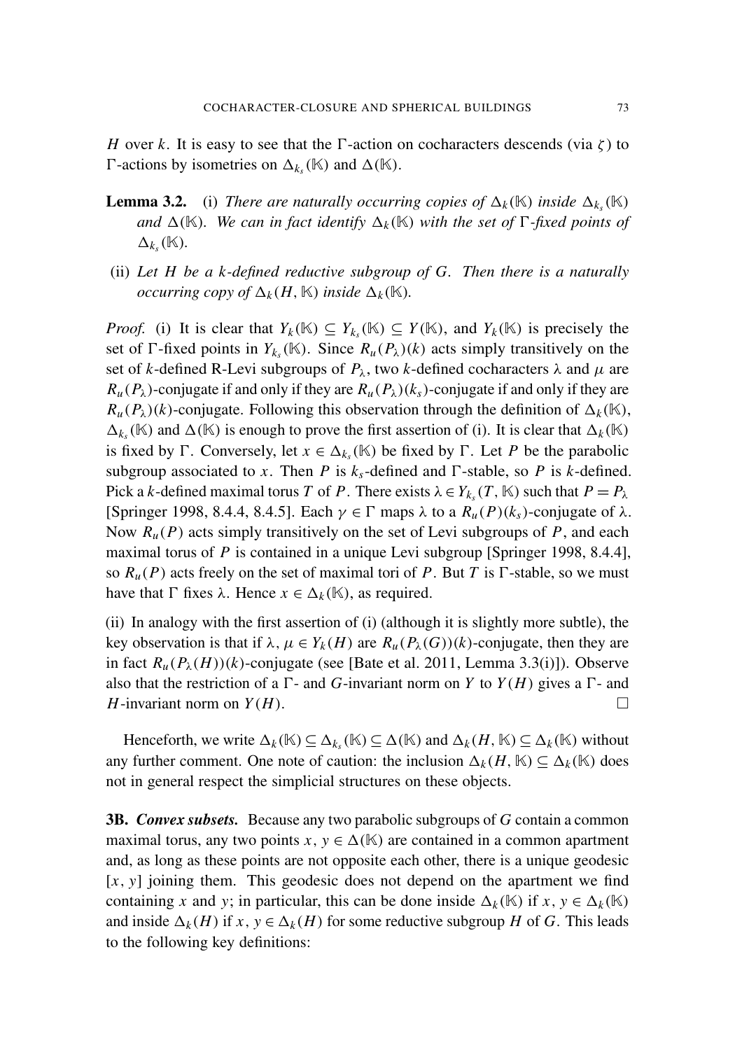$H$ over $k$. It is easy to see that the $\Gamma$-action on cocharacters descends (via $\zeta$) to $\Gamma$-actions by isometries on $\Delta_{k_s}(\mathbb{K})$ and $\Delta(\mathbb{K})$.

**Lemma 3.2.** (i) *There are naturally occurring copies of $\Delta_k(\mathbb{K})$ inside $\Delta_{k_s}(\mathbb{K})$ and $\Delta(\mathbb{K})$. We can in fact identify $\Delta_k(\mathbb{K})$ with the set of $\Gamma$-fixed points of $\Delta_{k_s}(\mathbb{K})$.*

(ii) *Let $H$ be a $k$-defined reductive subgroup of $G$. Then there is a naturally occurring copy of $\Delta_k(H, \mathbb{K})$ inside $\Delta_k(\mathbb{K})$.*

*Proof.* (i) It is clear that $Y_k(\mathbb{K}) \subseteq Y_{k_s}(\mathbb{K}) \subseteq Y(\mathbb{K})$, and $Y_k(\mathbb{K})$ is precisely the set of $\Gamma$-fixed points in $Y_{k_s}(\mathbb{K})$. Since $R_u(P_\lambda)(k)$ acts simply transitively on the set of $k$-defined R-Levi subgroups of $P_\lambda$, two $k$-defined cocharacters $\lambda$ and $\mu$ are $R_u(P_\lambda)$-conjugate if and only if they are $R_u(P_\lambda)(k_s)$-conjugate if and only if they are $R_u(P_\lambda)(k)$-conjugate. Following this observation through the definition of $\Delta_k(\mathbb{K})$, $\Delta_{k_s}(\mathbb{K})$ and $\Delta(\mathbb{K})$ is enough to prove the first assertion of (i). It is clear that $\Delta_k(\mathbb{K})$ is fixed by $\Gamma$. Conversely, let $x \in \Delta_{k_s}(\mathbb{K})$ be fixed by $\Gamma$. Let $P$ be the parabolic subgroup associated to $x$. Then $P$ is $k_s$-defined and $\Gamma$-stable, so $P$ is $k$-defined. Pick a $k$-defined maximal torus $T$ of $P$. There exists $\lambda \in Y_{k_s}(T, \mathbb{K})$ such that $P = P_\lambda$ [Springer 1998, 8.4.4, 8.4.5]. Each $\gamma \in \Gamma$ maps $\lambda$ to a $R_u(P)(k_s)$-conjugate of $\lambda$. Now $R_u(P)$ acts simply transitively on the set of Levi subgroups of $P$, and each maximal torus of $P$ is contained in a unique Levi subgroup [Springer 1998, 8.4.4], so $R_u(P)$ acts freely on the set of maximal tori of $P$. But $T$ is $\Gamma$-stable, so we must have that $\Gamma$ fixes $\lambda$. Hence $x \in \Delta_k(\mathbb{K})$, as required.

(ii) In analogy with the first assertion of (i) (although it is slightly more subtle), the key observation is that if $\lambda, \mu \in Y_k(H)$ are $R_u(P_\lambda(G))(k)$-conjugate, then they are in fact $R_u(P_\lambda(H))(k)$-conjugate (see [Bate et al. 2011, Lemma 3.3(i)]). Observe also that the restriction of a $\Gamma$- and $G$-invariant norm on $Y$ to $Y(H)$ gives a $\Gamma$- and $H$-invariant norm on $Y(H)$. □

Henceforth, we write $\Delta_k(\mathbb{K}) \subseteq \Delta_{k_s}(\mathbb{K}) \subseteq \Delta(\mathbb{K})$ and $\Delta_k(H, \mathbb{K}) \subseteq \Delta_k(\mathbb{K})$ without any further comment. One note of caution: the inclusion $\Delta_k(H, \mathbb{K}) \subseteq \Delta_k(\mathbb{K})$ does not in general respect the simplicial structures on these objects.

**3B. *Convex subsets.*** Because any two parabolic subgroups of $G$ contain a common maximal torus, any two points $x, y \in \Delta(\mathbb{K})$ are contained in a common apartment and, as long as these points are not opposite each other, there is a unique geodesic $[x, y]$ joining them. This geodesic does not depend on the apartment we find containing $x$ and $y$; in particular, this can be done inside $\Delta_k(\mathbb{K})$ if $x, y \in \Delta_k(\mathbb{K})$ and inside $\Delta_k(H)$ if $x, y \in \Delta_k(H)$ for some reductive subgroup $H$ of $G$. This leads to the following key definitions: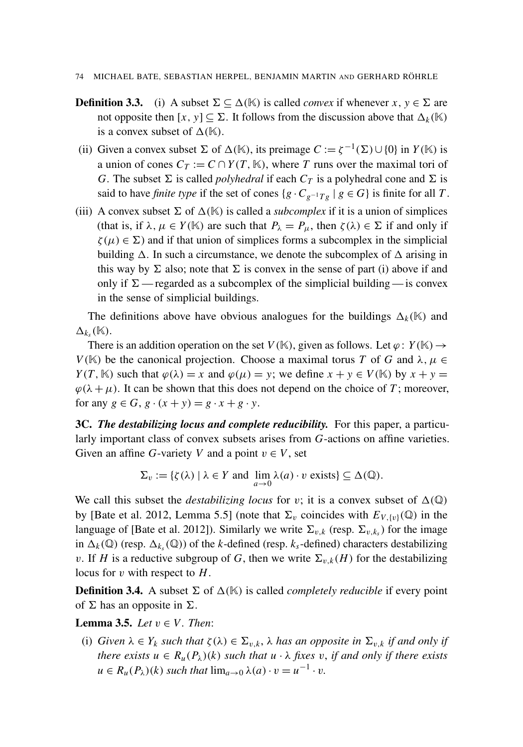**Definition 3.3.** (i) A subset $\Sigma \subseteq \Delta(\mathbb{K})$ is called *convex* if whenever $x, y \in \Sigma$ are not opposite then $[x, y] \subseteq \Sigma$. It follows from the discussion above that $\Delta_k(\mathbb{K})$ is a convex subset of $\Delta(\mathbb{K})$.

(ii) Given a convex subset $\Sigma$ of $\Delta(\mathbb{K})$, its preimage $C := \zeta^{-1}(\Sigma) \cup \{0\}$ in $Y(\mathbb{K})$ is a union of cones $C_T := C \cap Y(T, \mathbb{K})$, where $T$ runs over the maximal tori of $G$. The subset $\Sigma$ is called *polyhedral* if each $C_T$ is a polyhedral cone and $\Sigma$ is said to have *finite type* if the set of cones $\{g \cdot C_{g^{-1}Tg} \mid g \in G\}$ is finite for all $T$.

(iii) A convex subset $\Sigma$ of $\Delta(\mathbb{K})$ is called a *subcomplex* if it is a union of simplices (that is, if $\lambda, \mu \in Y(\mathbb{K})$ are such that $P_\lambda = P_\mu$, then $\zeta(\lambda) \in \Sigma$ if and only if $\zeta(\mu) \in \Sigma$) and if that union of simplices forms a subcomplex in the simplicial building $\Delta$. In such a circumstance, we denote the subcomplex of $\Delta$ arising in this way by $\Sigma$ also; note that $\Sigma$ is convex in the sense of part (i) above if and only if $\Sigma$ — regarded as a subcomplex of the simplicial building — is convex in the sense of simplicial buildings.

The definitions above have obvious analogues for the buildings $\Delta_k(\mathbb{K})$ and $\Delta_{k_s}(\mathbb{K})$.

There is an addition operation on the set $V(\mathbb{K})$, given as follows. Let $\varphi\colon Y(\mathbb{K}) \to V(\mathbb{K})$ be the canonical projection. Choose a maximal torus $T$ of $G$ and $\lambda, \mu \in Y(T, \mathbb{K})$ such that $\varphi(\lambda) = x$ and $\varphi(\mu) = y$; we define $x + y \in V(\mathbb{K})$ by $x + y = \varphi(\lambda + \mu)$. It can be shown that this does not depend on the choice of $T$; moreover, for any $g \in G$, $g \cdot (x + y) = g \cdot x + g \cdot y$.

**3C.** ***The destabilizing locus and complete reducibility.*** For this paper, a particularly important class of convex subsets arises from $G$-actions on affine varieties. Given an affine $G$-variety $V$ and a point $v \in V$, set

$$\Sigma_v := \{\zeta(\lambda) \mid \lambda \in Y \text{ and } \lim_{a\to 0} \lambda(a) \cdot v \text{ exists}\} \subseteq \Delta(\mathbb{Q}).$$

We call this subset the *destabilizing locus* for $v$; it is a convex subset of $\Delta(\mathbb{Q})$ by [Bate et al. 2012, Lemma 5.5] (note that $\Sigma_v$ coincides with $E_{V,\{v\}}(\mathbb{Q})$ in the language of [Bate et al. 2012]). Similarly we write $\Sigma_{v,k}$ (resp. $\Sigma_{v,k_s}$) for the image in $\Delta_k(\mathbb{Q})$ (resp. $\Delta_{k_s}(\mathbb{Q})$) of the $k$-defined (resp. $k_s$-defined) characters destabilizing $v$. If $H$ is a reductive subgroup of $G$, then we write $\Sigma_{v,k}(H)$ for the destabilizing locus for $v$ with respect to $H$.

**Definition 3.4.** A subset $\Sigma$ of $\Delta(\mathbb{K})$ is called *completely reducible* if every point of $\Sigma$ has an opposite in $\Sigma$.

**Lemma 3.5.** *Let $v \in V$. Then*:

(i) *Given $\lambda \in Y_k$ such that $\zeta(\lambda) \in \Sigma_{v,k}$, $\lambda$ has an opposite in $\Sigma_{v,k}$ if and only if there exists $u \in R_u(P_\lambda)(k)$ such that $u \cdot \lambda$ fixes $v$, if and only if there exists $u \in R_u(P_\lambda)(k)$ such that $\lim_{a\to 0} \lambda(a) \cdot v = u^{-1} \cdot v$.*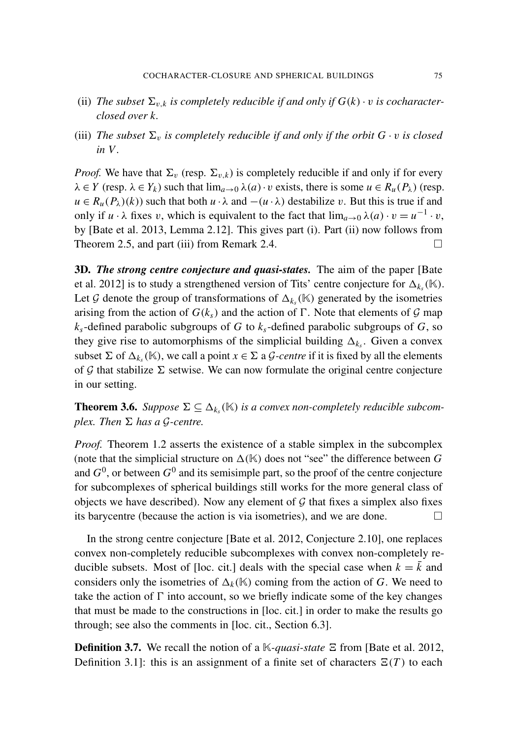(ii) *The subset* $\Sigma_{v,k}$ *is completely reducible if and only if* $G(k)\cdot v$ *is cocharacter-closed over* $k$.

(iii) *The subset* $\Sigma_v$ *is completely reducible if and only if the orbit* $G\cdot v$ *is closed in* $V$.

*Proof.* We have that $\Sigma_v$ (resp. $\Sigma_{v,k}$) is completely reducible if and only if for every $\lambda \in Y$ (resp. $\lambda \in Y_k$) such that $\lim_{a\to 0}\lambda(a)\cdot v$ exists, there is some $u \in R_u(P_\lambda)$ (resp. $u \in R_u(P_\lambda)(k)$) such that both $u\cdot\lambda$ and $-(u\cdot\lambda)$ destabilize $v$. But this is true if and only if $u\cdot\lambda$ fixes $v$, which is equivalent to the fact that $\lim_{a\to 0}\lambda(a)\cdot v = u^{-1}\cdot v$, by [Bate et al. 2013, Lemma 2.12]. This gives part (i). Part (ii) now follows from Theorem 2.5, and part (iii) from Remark 2.4. □

**3D.** ***The strong centre conjecture and quasi-states.*** The aim of the paper [Bate et al. 2012] is to study a strengthened version of Tits' centre conjecture for $\Delta_{k_s}(\mathbb{K})$. Let $\mathcal{G}$ denote the group of transformations of $\Delta_{k_s}(\mathbb{K})$ generated by the isometries arising from the action of $G(k_s)$ and the action of $\Gamma$. Note that elements of $\mathcal{G}$ map $k_s$-defined parabolic subgroups of $G$ to $k_s$-defined parabolic subgroups of $G$, so they give rise to automorphisms of the simplicial building $\Delta_{k_s}$. Given a convex subset $\Sigma$ of $\Delta_{k_s}(\mathbb{K})$, we call a point $x \in \Sigma$ a $\mathcal{G}$*-centre* if it is fixed by all the elements of $\mathcal{G}$ that stabilize $\Sigma$ setwise. We can now formulate the original centre conjecture in our setting.

**Theorem 3.6.** *Suppose* $\Sigma \subseteq \Delta_{k_s}(\mathbb{K})$ *is a convex non-completely reducible subcomplex. Then* $\Sigma$ *has a* $\mathcal{G}$*-centre.*

*Proof.* Theorem 1.2 asserts the existence of a stable simplex in the subcomplex (note that the simplicial structure on $\Delta(\mathbb{K})$ does not "see" the difference between $G$ and $G^0$, or between $G^0$ and its semisimple part, so the proof of the centre conjecture for subcomplexes of spherical buildings still works for the more general class of objects we have described). Now any element of $\mathcal{G}$ that fixes a simplex also fixes its barycentre (because the action is via isometries), and we are done. □

In the strong centre conjecture [Bate et al. 2012, Conjecture 2.10], one replaces convex non-completely reducible subcomplexes with convex non-completely reducible subsets. Most of [loc. cit.] deals with the special case when $k = \bar{k}$ and considers only the isometries of $\Delta_k(\mathbb{K})$ coming from the action of $G$. We need to take the action of $\Gamma$ into account, so we briefly indicate some of the key changes that must be made to the constructions in [loc. cit.] in order to make the results go through; see also the comments in [loc. cit., Section 6.3].

**Definition 3.7.** We recall the notion of a $\mathbb{K}$*-quasi-state* $\Xi$ from [Bate et al. 2012, Definition 3.1]: this is an assignment of a finite set of characters $\Xi(T)$ to each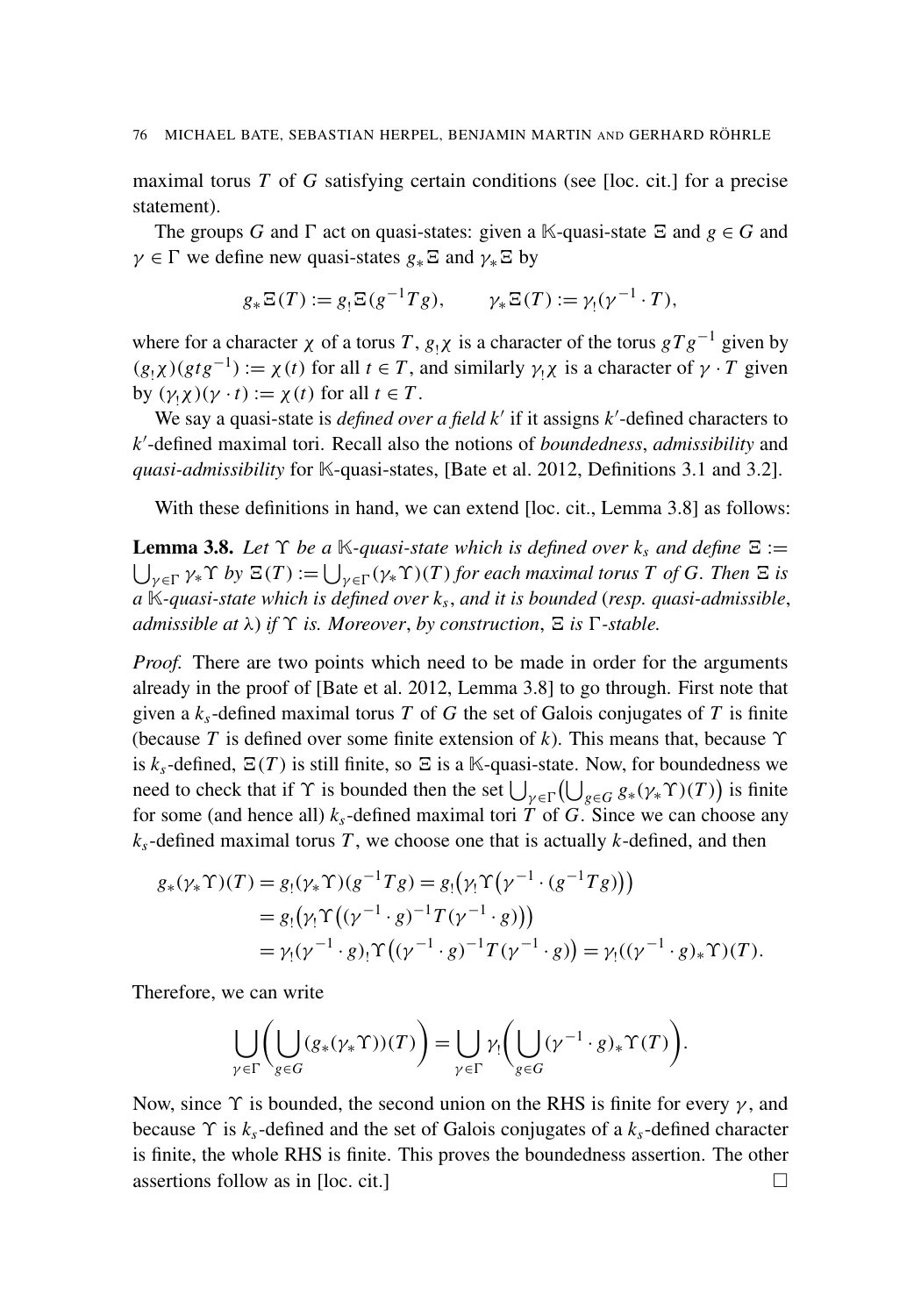maximal torus $T$ of $G$ satisfying certain conditions (see [loc. cit.] for a precise statement).

The groups $G$ and $\Gamma$ act on quasi-states: given a $\mathbb{K}$-quasi-state $\Xi$ and $g \in G$ and $\gamma \in \Gamma$ we define new quasi-states $g_* \Xi$ and $\gamma_* \Xi$ by

$$g_* \Xi(T) := g_! \Xi(g^{-1} T g), \qquad \gamma_* \Xi(T) := \gamma_! (\gamma^{-1} \cdot T),$$

where for a character $\chi$ of a torus $T$, $g_! \chi$ is a character of the torus $gTg^{-1}$ given by $(g_! \chi)(gtg^{-1}) := \chi(t)$ for all $t \in T$, and similarly $\gamma_! \chi$ is a character of $\gamma \cdot T$ given by $(\gamma_! \chi)(\gamma \cdot t) := \chi(t)$ for all $t \in T$.

We say a quasi-state is *defined over a field* $k'$ if it assigns $k'$-defined characters to $k'$-defined maximal tori. Recall also the notions of *boundedness*, *admissibility* and *quasi-admissibility* for $\mathbb{K}$-quasi-states, [Bate et al. 2012, Definitions 3.1 and 3.2].

With these definitions in hand, we can extend [loc. cit., Lemma 3.8] as follows:

**Lemma 3.8.** *Let $\Upsilon$ be a $\mathbb{K}$-quasi-state which is defined over $k_s$ and define $\Xi := \bigcup_{\gamma \in \Gamma} \gamma_* \Upsilon$ by $\Xi(T) := \bigcup_{\gamma \in \Gamma} (\gamma_* \Upsilon)(T)$ for each maximal torus $T$ of $G$. Then $\Xi$ is a $\mathbb{K}$-quasi-state which is defined over $k_s$, and it is bounded (resp. quasi-admissible, admissible at $\lambda$) if $\Upsilon$ is. Moreover, by construction, $\Xi$ is $\Gamma$-stable.*

*Proof.* There are two points which need to be made in order for the arguments already in the proof of [Bate et al. 2012, Lemma 3.8] to go through. First note that given a $k_s$-defined maximal torus $T$ of $G$ the set of Galois conjugates of $T$ is finite (because $T$ is defined over some finite extension of $k$). This means that, because $\Upsilon$ is $k_s$-defined, $\Xi(T)$ is still finite, so $\Xi$ is a $\mathbb{K}$-quasi-state. Now, for boundedness we need to check that if $\Upsilon$ is bounded then the set $\bigcup_{\gamma \in \Gamma} \big( \bigcup_{g \in G} g_* (\gamma_* \Upsilon)(T) \big)$ is finite for some (and hence all) $k_s$-defined maximal tori $T$ of $G$. Since we can choose any $k_s$-defined maximal torus $T$, we choose one that is actually $k$-defined, and then

$$\begin{aligned}
g_*(\gamma_* \Upsilon)(T) &= g_! (\gamma_* \Upsilon)(g^{-1} T g) = g_! \big( \gamma_! \Upsilon \big( \gamma^{-1} \cdot (g^{-1} T g) \big) \big) \\
&= g_! \big( \gamma_! \Upsilon \big( (\gamma^{-1} \cdot g)^{-1} T (\gamma^{-1} \cdot g) \big) \big) \\
&= \gamma_! (\gamma^{-1} \cdot g)_! \Upsilon \big( (\gamma^{-1} \cdot g)^{-1} T (\gamma^{-1} \cdot g) \big) = \gamma_! ((\gamma^{-1} \cdot g)_* \Upsilon)(T).
\end{aligned}$$

Therefore, we can write

$$\bigcup_{\gamma \in \Gamma} \bigg( \bigcup_{g \in G} (g_* (\gamma_* \Upsilon))(T) \bigg) = \bigcup_{\gamma \in \Gamma} \gamma_! \bigg( \bigcup_{g \in G} (\gamma^{-1} \cdot g)_* \Upsilon(T) \bigg).$$

Now, since $\Upsilon$ is bounded, the second union on the RHS is finite for every $\gamma$, and because $\Upsilon$ is $k_s$-defined and the set of Galois conjugates of a $k_s$-defined character is finite, the whole RHS is finite. This proves the boundedness assertion. The other assertions follow as in [loc. cit.] $\square$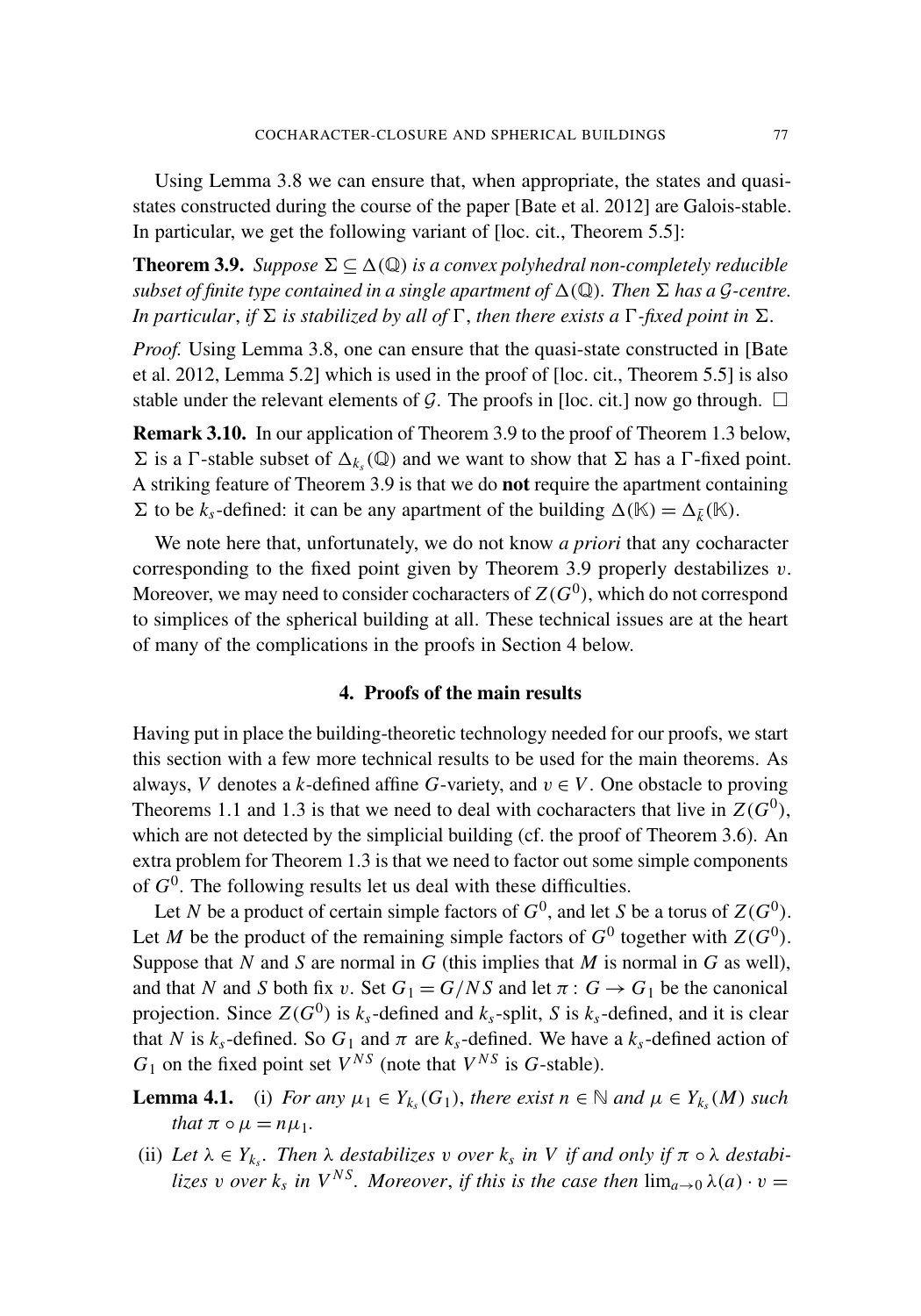Using Lemma 3.8 we can ensure that, when appropriate, the states and quasi-states constructed during the course of the paper [Bate et al. 2012] are Galois-stable. In particular, we get the following variant of [loc. cit., Theorem 5.5]:

**Theorem 3.9.** *Suppose $\Sigma \subseteq \Delta(\mathbb{Q})$ is a convex polyhedral non-completely reducible subset of finite type contained in a single apartment of $\Delta(\mathbb{Q})$. Then $\Sigma$ has a $\mathcal{G}$-centre. In particular, if $\Sigma$ is stabilized by all of $\Gamma$, then there exists a $\Gamma$-fixed point in $\Sigma$.*

*Proof.* Using Lemma 3.8, one can ensure that the quasi-state constructed in [Bate et al. 2012, Lemma 5.2] which is used in the proof of [loc. cit., Theorem 5.5] is also stable under the relevant elements of $\mathcal{G}$. The proofs in [loc. cit.] now go through. $\square$

**Remark 3.10.** In our application of Theorem 3.9 to the proof of Theorem 1.3 below, $\Sigma$ is a $\Gamma$-stable subset of $\Delta_{k_s}(\mathbb{Q})$ and we want to show that $\Sigma$ has a $\Gamma$-fixed point. A striking feature of Theorem 3.9 is that we do **not** require the apartment containing $\Sigma$ to be $k_s$-defined: it can be any apartment of the building $\Delta(\mathbb{K}) = \Delta_{\bar{k}}(\mathbb{K})$.

We note here that, unfortunately, we do not know *a priori* that any cocharacter corresponding to the fixed point given by Theorem 3.9 properly destabilizes $v$. Moreover, we may need to consider cocharacters of $Z(G^0)$, which do not correspond to simplices of the spherical building at all. These technical issues are at the heart of many of the complications in the proofs in Section 4 below.

## 4. Proofs of the main results

Having put in place the building-theoretic technology needed for our proofs, we start this section with a few more technical results to be used for the main theorems. As always, $V$ denotes a $k$-defined affine $G$-variety, and $v \in V$. One obstacle to proving Theorems 1.1 and 1.3 is that we need to deal with cocharacters that live in $Z(G^0)$, which are not detected by the simplicial building (cf. the proof of Theorem 3.6). An extra problem for Theorem 1.3 is that we need to factor out some simple components of $G^0$. The following results let us deal with these difficulties.

Let $N$ be a product of certain simple factors of $G^0$, and let $S$ be a torus of $Z(G^0)$. Let $M$ be the product of the remaining simple factors of $G^0$ together with $Z(G^0)$. Suppose that $N$ and $S$ are normal in $G$ (this implies that $M$ is normal in $G$ as well), and that $N$ and $S$ both fix $v$. Set $G_1 = G/NS$ and let $\pi : G \to G_1$ be the canonical projection. Since $Z(G^0)$ is $k_s$-defined and $k_s$-split, $S$ is $k_s$-defined, and it is clear that $N$ is $k_s$-defined. So $G_1$ and $\pi$ are $k_s$-defined. We have a $k_s$-defined action of $G_1$ on the fixed point set $V^{NS}$ (note that $V^{NS}$ is $G$-stable).

**Lemma 4.1.** (i) *For any $\mu_1 \in Y_{k_s}(G_1)$, there exist $n \in \mathbb{N}$ and $\mu \in Y_{k_s}(M)$ such that $\pi \circ \mu = n\mu_1$.*

(ii) *Let $\lambda \in Y_{k_s}$. Then $\lambda$ destabilizes $v$ over $k_s$ in $V$ if and only if $\pi \circ \lambda$ destabilizes $v$ over $k_s$ in $V^{NS}$. Moreover, if this is the case then $\lim_{a\to 0} \lambda(a) \cdot v =$*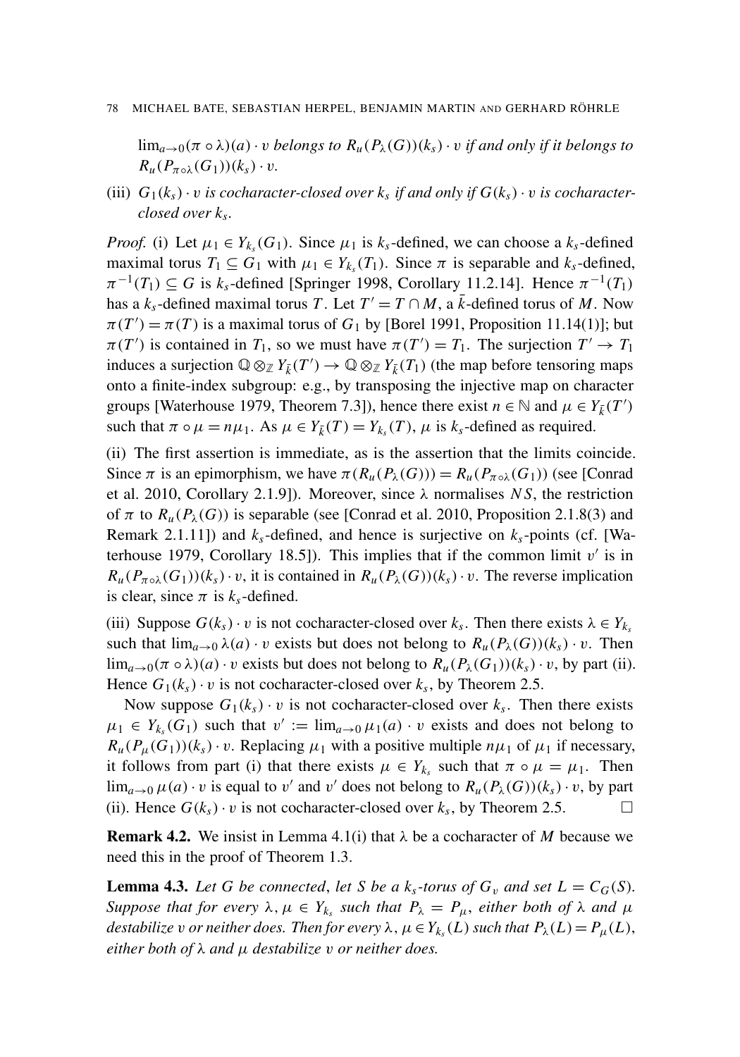$\lim_{a\to 0}(\pi \circ \lambda)(a) \cdot v$ *belongs to* $R_u(P_\lambda(G))(k_s) \cdot v$ *if and only if it belongs to* $R_u(P_{\pi\circ\lambda}(G_1))(k_s) \cdot v$.

(iii) $G_1(k_s) \cdot v$ *is cocharacter-closed over* $k_s$ *if and only if* $G(k_s) \cdot v$ *is cocharacter-closed over* $k_s$.

*Proof.* (i) Let $\mu_1 \in Y_{k_s}(G_1)$. Since $\mu_1$ is $k_s$-defined, we can choose a $k_s$-defined maximal torus $T_1 \subseteq G_1$ with $\mu_1 \in Y_{k_s}(T_1)$. Since $\pi$ is separable and $k_s$-defined, $\pi^{-1}(T_1) \subseteq G$ is $k_s$-defined [Springer 1998, Corollary 11.2.14]. Hence $\pi^{-1}(T_1)$ has a $k_s$-defined maximal torus $T$. Let $T' = T \cap M$, a $\bar{k}$-defined torus of $M$. Now $\pi(T') = \pi(T)$ is a maximal torus of $G_1$ by [Borel 1991, Proposition 11.14(1)]; but $\pi(T')$ is contained in $T_1$, so we must have $\pi(T') = T_1$. The surjection $T' \to T_1$ induces a surjection $\mathbb{Q} \otimes_{\mathbb{Z}} Y_{\bar{k}}(T') \to \mathbb{Q} \otimes_{\mathbb{Z}} Y_{\bar{k}}(T_1)$ (the map before tensoring maps onto a finite-index subgroup: e.g., by transposing the injective map on character groups [Waterhouse 1979, Theorem 7.3]), hence there exist $n \in \mathbb{N}$ and $\mu \in Y_{\bar{k}}(T')$ such that $\pi \circ \mu = n\mu_1$. As $\mu \in Y_{\bar{k}}(T) = Y_{k_s}(T)$, $\mu$ is $k_s$-defined as required.

(ii) The first assertion is immediate, as is the assertion that the limits coincide. Since $\pi$ is an epimorphism, we have $\pi(R_u(P_\lambda(G))) = R_u(P_{\pi\circ\lambda}(G_1))$ (see [Conrad et al. 2010, Corollary 2.1.9]). Moreover, since $\lambda$ normalises $NS$, the restriction of $\pi$ to $R_u(P_\lambda(G))$ is separable (see [Conrad et al. 2010, Proposition 2.1.8(3) and Remark 2.1.11]) and $k_s$-defined, and hence is surjective on $k_s$-points (cf. [Waterhouse 1979, Corollary 18.5]). This implies that if the common limit $v'$ is in $R_u(P_{\pi\circ\lambda}(G_1))(k_s) \cdot v$, it is contained in $R_u(P_\lambda(G))(k_s) \cdot v$. The reverse implication is clear, since $\pi$ is $k_s$-defined.

(iii) Suppose $G(k_s) \cdot v$ is not cocharacter-closed over $k_s$. Then there exists $\lambda \in Y_{k_s}$ such that $\lim_{a\to 0} \lambda(a) \cdot v$ exists but does not belong to $R_u(P_\lambda(G))(k_s) \cdot v$. Then $\lim_{a\to 0}(\pi \circ \lambda)(a) \cdot v$ exists but does not belong to $R_u(P_\lambda(G_1))(k_s) \cdot v$, by part (ii). Hence $G_1(k_s) \cdot v$ is not cocharacter-closed over $k_s$, by Theorem 2.5.

Now suppose $G_1(k_s) \cdot v$ is not cocharacter-closed over $k_s$. Then there exists $\mu_1 \in Y_{k_s}(G_1)$ such that $v' := \lim_{a\to 0} \mu_1(a) \cdot v$ exists and does not belong to $R_u(P_\mu(G_1))(k_s) \cdot v$. Replacing $\mu_1$ with a positive multiple $n\mu_1$ of $\mu_1$ if necessary, it follows from part (i) that there exists $\mu \in Y_{k_s}$ such that $\pi \circ \mu = \mu_1$. Then $\lim_{a\to 0} \mu(a) \cdot v$ is equal to $v'$ and $v'$ does not belong to $R_u(P_\lambda(G))(k_s) \cdot v$, by part (ii). Hence $G(k_s) \cdot v$ is not cocharacter-closed over $k_s$, by Theorem 2.5. □

**Remark 4.2.** We insist in Lemma 4.1(i) that $\lambda$ be a cocharacter of $M$ because we need this in the proof of Theorem 1.3.

**Lemma 4.3.** *Let* $G$ *be connected, let* $S$ *be a* $k_s$*-torus of* $G_v$ *and set* $L = C_G(S)$. *Suppose that for every* $\lambda, \mu \in Y_{k_s}$ *such that* $P_\lambda = P_\mu$, *either both of* $\lambda$ *and* $\mu$ *destabilize* $v$ *or neither does. Then for every* $\lambda, \mu \in Y_{k_s}(L)$ *such that* $P_\lambda(L) = P_\mu(L)$, *either both of* $\lambda$ *and* $\mu$ *destabilize* $v$ *or neither does.*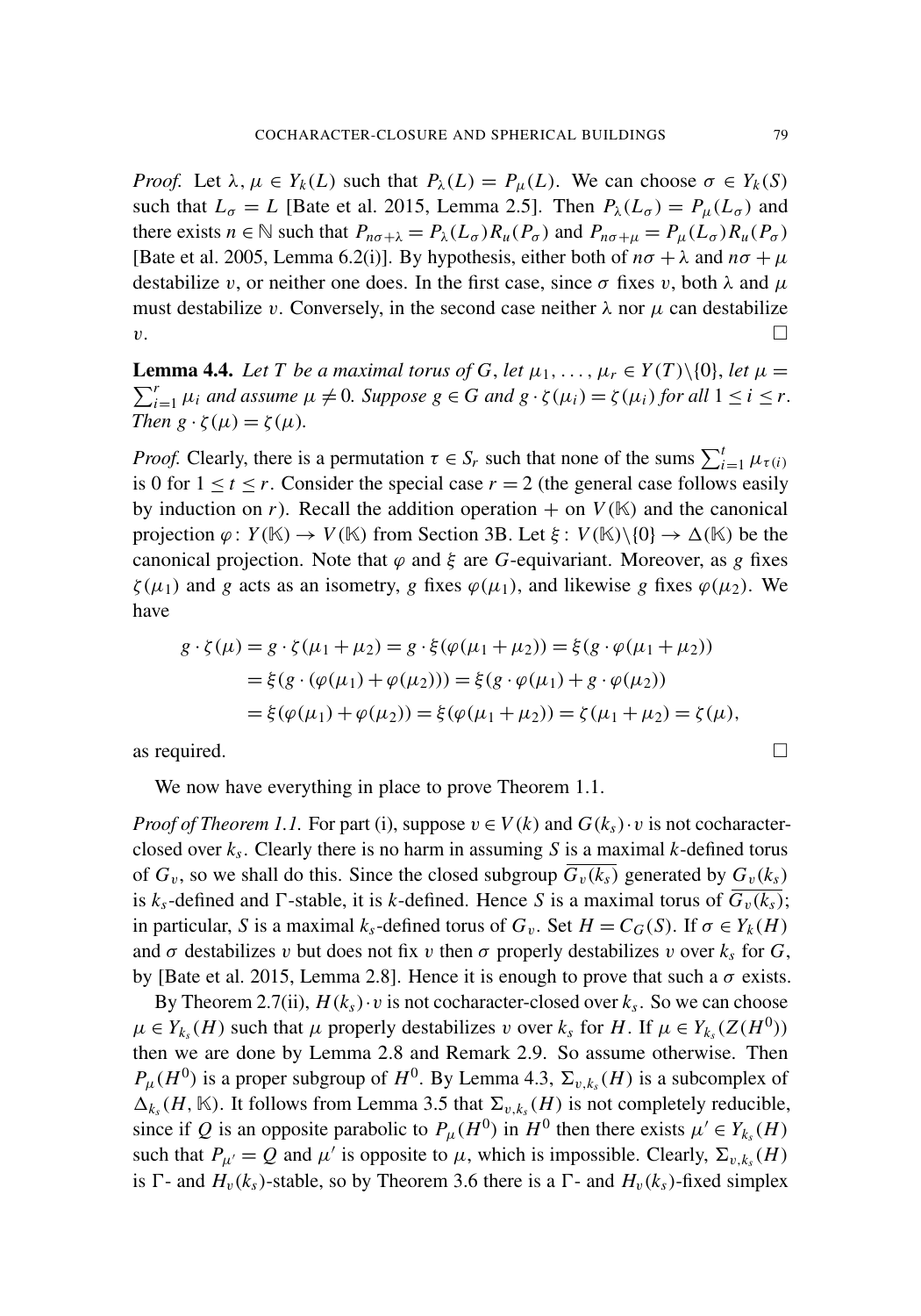*Proof.* Let $\lambda, \mu \in Y_k(L)$ such that $P_\lambda(L) = P_\mu(L)$. We can choose $\sigma \in Y_k(S)$ such that $L_\sigma = L$ [Bate et al. 2015, Lemma 2.5]. Then $P_\lambda(L_\sigma) = P_\mu(L_\sigma)$ and there exists $n \in \mathbb{N}$ such that $P_{n\sigma+\lambda} = P_\lambda(L_\sigma)R_u(P_\sigma)$ and $P_{n\sigma+\mu} = P_\mu(L_\sigma)R_u(P_\sigma)$ [Bate et al. 2005, Lemma 6.2(i)]. By hypothesis, either both of $n\sigma + \lambda$ and $n\sigma + \mu$ destabilize $v$, or neither one does. In the first case, since $\sigma$ fixes $v$, both $\lambda$ and $\mu$ must destabilize $v$. Conversely, in the second case neither $\lambda$ nor $\mu$ can destabilize $v$. □

**Lemma 4.4.** *Let $T$ be a maximal torus of $G$, let $\mu_1, \dots, \mu_r \in Y(T)\setminus\{0\}$, let $\mu = \sum_{i=1}^r \mu_i$ and assume $\mu \neq 0$. Suppose $g \in G$ and $g \cdot \zeta(\mu_i) = \zeta(\mu_i)$ for all $1 \leq i \leq r$. Then $g \cdot \zeta(\mu) = \zeta(\mu)$.*

*Proof.* Clearly, there is a permutation $\tau \in S_r$ such that none of the sums $\sum_{i=1}^t \mu_{\tau(i)}$ is 0 for $1 \leq t \leq r$. Consider the special case $r = 2$ (the general case follows easily by induction on $r$). Recall the addition operation $+$ on $V(\mathbb{K})$ and the canonical projection $\varphi\colon Y(\mathbb{K}) \to V(\mathbb{K})$ from Section 3B. Let $\xi : V(\mathbb{K})\setminus\{0\} \to \Delta(\mathbb{K})$ be the canonical projection. Note that $\varphi$ and $\xi$ are $G$-equivariant. Moreover, as $g$ fixes $\zeta(\mu_1)$ and $g$ acts as an isometry, $g$ fixes $\varphi(\mu_1)$, and likewise $g$ fixes $\varphi(\mu_2)$. We have

$$
\begin{aligned}
g \cdot \zeta(\mu) &= g \cdot \zeta(\mu_1 + \mu_2) = g \cdot \xi(\varphi(\mu_1 + \mu_2)) = \xi(g \cdot \varphi(\mu_1 + \mu_2)) \\
&= \xi(g \cdot (\varphi(\mu_1) + \varphi(\mu_2))) = \xi(g \cdot \varphi(\mu_1) + g \cdot \varphi(\mu_2)) \\
&= \xi(\varphi(\mu_1) + \varphi(\mu_2)) = \xi(\varphi(\mu_1 + \mu_2)) = \zeta(\mu_1 + \mu_2) = \zeta(\mu),
\end{aligned}
$$

as required. □

We now have everything in place to prove Theorem 1.1.

*Proof of Theorem 1.1.* For part (i), suppose $v \in V(k)$ and $G(k_s) \cdot v$ is not cocharacter-closed over $k_s$. Clearly there is no harm in assuming $S$ is a maximal $k$-defined torus of $G_v$, so we shall do this. Since the closed subgroup $\overline{G_v(k_s)}$ generated by $G_v(k_s)$ is $k_s$-defined and $\Gamma$-stable, it is $k$-defined. Hence $S$ is a maximal torus of $\overline{G_v(k_s)}$; in particular, $S$ is a maximal $k_s$-defined torus of $G_v$. Set $H = C_G(S)$. If $\sigma \in Y_k(H)$ and $\sigma$ destabilizes $v$ but does not fix $v$ then $\sigma$ properly destabilizes $v$ over $k_s$ for $G$, by [Bate et al. 2015, Lemma 2.8]. Hence it is enough to prove that such a $\sigma$ exists.

By Theorem 2.7(ii), $H(k_s) \cdot v$ is not cocharacter-closed over $k_s$. So we can choose $\mu \in Y_{k_s}(H)$ such that $\mu$ properly destabilizes $v$ over $k_s$ for $H$. If $\mu \in Y_{k_s}(Z(H^0))$ then we are done by Lemma 2.8 and Remark 2.9. So assume otherwise. Then $P_\mu(H^0)$ is a proper subgroup of $H^0$. By Lemma 4.3, $\Sigma_{v,k_s}(H)$ is a subcomplex of $\Delta_{k_s}(H, \mathbb{K})$. It follows from Lemma 3.5 that $\Sigma_{v,k_s}(H)$ is not completely reducible, since if $Q$ is an opposite parabolic to $P_\mu(H^0)$ in $H^0$ then there exists $\mu' \in Y_{k_s}(H)$ such that $P_{\mu'} = Q$ and $\mu'$ is opposite to $\mu$, which is impossible. Clearly, $\Sigma_{v,k_s}(H)$ is $\Gamma$- and $H_v(k_s)$-stable, so by Theorem 3.6 there is a $\Gamma$- and $H_v(k_s)$-fixed simplex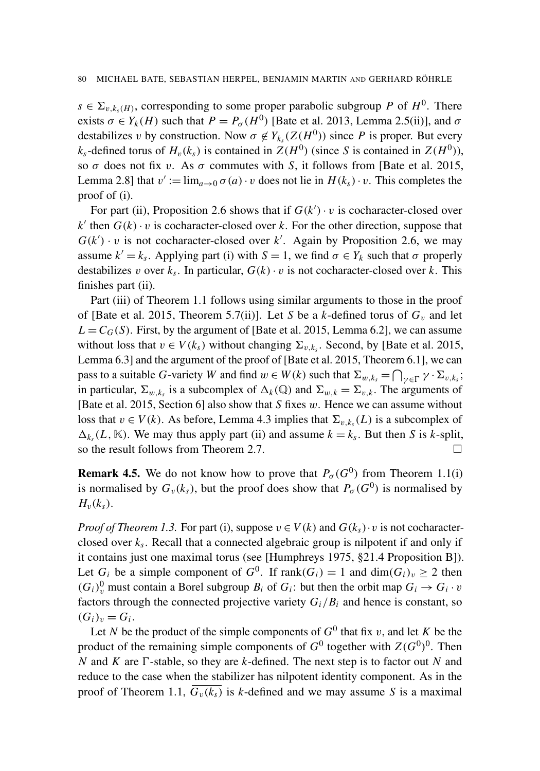$s \in \Sigma_{v,k_s(H)}$, corresponding to some proper parabolic subgroup $P$ of $H^0$. There exists $\sigma \in Y_k(H)$ such that $P = P_\sigma(H^0)$ [Bate et al. 2013, Lemma 2.5(ii)], and $\sigma$ destabilizes $v$ by construction. Now $\sigma \notin Y_{k_s}(Z(H^0))$ since $P$ is proper. But every $k_s$-defined torus of $H_v(k_s)$ is contained in $Z(H^0)$ (since $S$ is contained in $Z(H^0)$), so $\sigma$ does not fix $v$. As $\sigma$ commutes with $S$, it follows from [Bate et al. 2015, Lemma 2.8] that $v' := \lim_{a\to 0} \sigma(a) \cdot v$ does not lie in $H(k_s) \cdot v$. This completes the proof of (i).

For part (ii), Proposition 2.6 shows that if $G(k') \cdot v$ is cocharacter-closed over $k'$ then $G(k) \cdot v$ is cocharacter-closed over $k$. For the other direction, suppose that $G(k') \cdot v$ is not cocharacter-closed over $k'$. Again by Proposition 2.6, we may assume $k' = k_s$. Applying part (i) with $S = 1$, we find $\sigma \in Y_k$ such that $\sigma$ properly destabilizes $v$ over $k_s$. In particular, $G(k) \cdot v$ is not cocharacter-closed over $k$. This finishes part (ii).

Part (iii) of Theorem 1.1 follows using similar arguments to those in the proof of [Bate et al. 2015, Theorem 5.7(ii)]. Let $S$ be a $k$-defined torus of $G_v$ and let $L = C_G(S)$. First, by the argument of [Bate et al. 2015, Lemma 6.2], we can assume without loss that $v \in V(k_s)$ without changing $\Sigma_{v,k_s}$. Second, by [Bate et al. 2015, Lemma 6.3] and the argument of the proof of [Bate et al. 2015, Theorem 6.1], we can pass to a suitable $G$-variety $W$ and find $w \in W(k)$ such that $\Sigma_{w,k_s} = \bigcap_{\gamma\in\Gamma} \gamma \cdot \Sigma_{v,k_s}$; in particular, $\Sigma_{w,k_s}$ is a subcomplex of $\Delta_k(\mathbb{Q})$ and $\Sigma_{w,k} = \Sigma_{v,k}$. The arguments of [Bate et al. 2015, Section 6] also show that $S$ fixes $w$. Hence we can assume without loss that $v \in V(k)$. As before, Lemma 4.3 implies that $\Sigma_{v,k_s}(L)$ is a subcomplex of $\Delta_{k_s}(L, \mathbb{K})$. We may thus apply part (ii) and assume $k = k_s$. But then $S$ is $k$-split, so the result follows from Theorem 2.7. $\square$

**Remark 4.5.** We do not know how to prove that $P_\sigma(G^0)$ from Theorem 1.1(i) is normalised by $G_v(k_s)$, but the proof does show that $P_\sigma(G^0)$ is normalised by $H_v(k_s)$.

*Proof of Theorem 1.3.* For part (i), suppose $v \in V(k)$ and $G(k_s)\cdot v$ is not cocharacter-closed over $k_s$. Recall that a connected algebraic group is nilpotent if and only if it contains just one maximal torus (see [Humphreys 1975, §21.4 Proposition B]). Let $G_i$ be a simple component of $G^0$. If $\operatorname{rank}(G_i) = 1$ and $\dim(G_i)_v \geq 2$ then $(G_i)_v^0$ must contain a Borel subgroup $B_i$ of $G_i$: but then the orbit map $G_i \to G_i \cdot v$ factors through the connected projective variety $G_i/B_i$ and hence is constant, so $(G_i)_v = G_i$.

Let $N$ be the product of the simple components of $G^0$ that fix $v$, and let $K$ be the product of the remaining simple components of $G^0$ together with $Z(G^0)^0$. Then $N$ and $K$ are $\Gamma$-stable, so they are $k$-defined. The next step is to factor out $N$ and reduce to the case when the stabilizer has nilpotent identity component. As in the proof of Theorem 1.1, $\overline{G_v(k_s)}$ is $k$-defined and we may assume $S$ is a maximal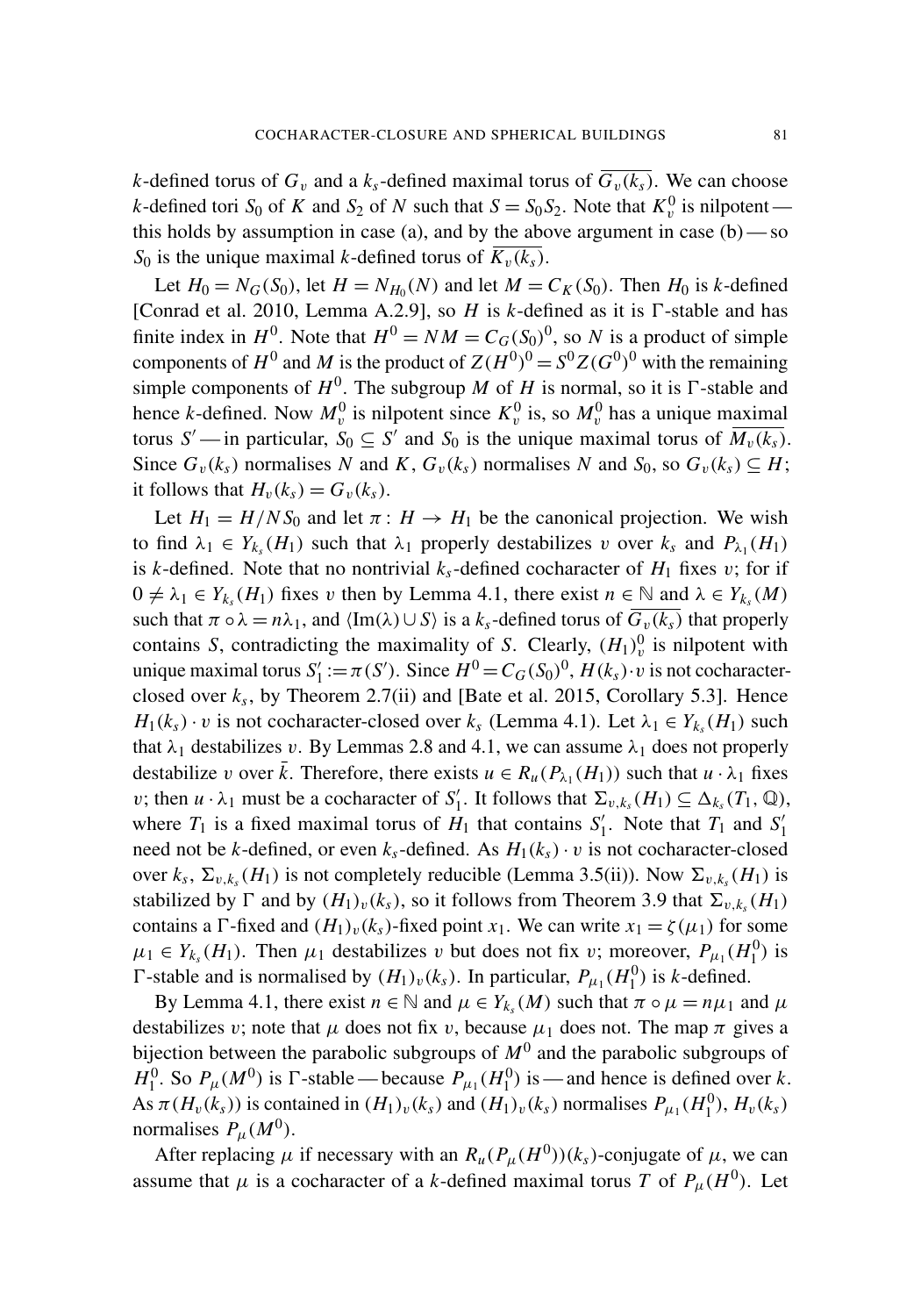$k$-defined torus of $G_v$ and a $k_s$-defined maximal torus of $\overline{G_v(k_s)}$. We can choose $k$-defined tori $S_0$ of $K$ and $S_2$ of $N$ such that $S = S_0 S_2$. Note that $K_v^0$ is nilpotent — this holds by assumption in case (a), and by the above argument in case (b) — so $S_0$ is the unique maximal $k$-defined torus of $\overline{K_v(k_s)}$.

Let $H_0 = N_G(S_0)$, let $H = N_{H_0}(N)$ and let $M = C_K(S_0)$. Then $H_0$ is $k$-defined [Conrad et al. 2010, Lemma A.2.9], so $H$ is $k$-defined as it is $\Gamma$-stable and has finite index in $H^0$. Note that $H^0 = NM = C_G(S_0)^0$, so $N$ is a product of simple components of $H^0$ and $M$ is the product of $Z(H^0)^0 = S^0 Z(G^0)^0$ with the remaining simple components of $H^0$. The subgroup $M$ of $H$ is normal, so it is $\Gamma$-stable and hence $k$-defined. Now $M_v^0$ is nilpotent since $K_v^0$ is, so $M_v^0$ has a unique maximal torus $S'$ — in particular, $S_0 \subseteq S'$ and $S_0$ is the unique maximal torus of $\overline{M_v(k_s)}$. Since $G_v(k_s)$ normalises $N$ and $K$, $G_v(k_s)$ normalises $N$ and $S_0$, so $G_v(k_s) \subseteq H$; it follows that $H_v(k_s) = G_v(k_s)$.

Let $H_1 = H/NS_0$ and let $\pi : H \to H_1$ be the canonical projection. We wish to find $\lambda_1 \in Y_{k_s}(H_1)$ such that $\lambda_1$ properly destabilizes $v$ over $k_s$ and $P_{\lambda_1}(H_1)$ is $k$-defined. Note that no nontrivial $k_s$-defined cocharacter of $H_1$ fixes $v$; for if $0 \neq \lambda_1 \in Y_{k_s}(H_1)$ fixes $v$ then by Lemma 4.1, there exist $n \in \mathbb{N}$ and $\lambda \in Y_{k_s}(M)$ such that $\pi \circ \lambda = n\lambda_1$, and $\langle \mathrm{Im}(\lambda) \cup S \rangle$ is a $k_s$-defined torus of $\overline{G_v(k_s)}$ that properly contains $S$, contradicting the maximality of $S$. Clearly, $(H_1)_v^0$ is nilpotent with unique maximal torus $S_1' := \pi(S')$. Since $H^0 = C_G(S_0)^0$, $H(k_s) \cdot v$ is not cocharacter-closed over $k_s$, by Theorem 2.7(ii) and [Bate et al. 2015, Corollary 5.3]. Hence $H_1(k_s) \cdot v$ is not cocharacter-closed over $k_s$ (Lemma 4.1). Let $\lambda_1 \in Y_{k_s}(H_1)$ such that $\lambda_1$ destabilizes $v$. By Lemmas 2.8 and 4.1, we can assume $\lambda_1$ does not properly destabilize $v$ over $\bar{k}$. Therefore, there exists $u \in R_u(P_{\lambda_1}(H_1))$ such that $u \cdot \lambda_1$ fixes $v$; then $u \cdot \lambda_1$ must be a cocharacter of $S_1'$. It follows that $\Sigma_{v,k_s}(H_1) \subseteq \Delta_{k_s}(T_1, \mathbb{Q})$, where $T_1$ is a fixed maximal torus of $H_1$ that contains $S_1'$. Note that $T_1$ and $S_1'$ need not be $k$-defined, or even $k_s$-defined. As $H_1(k_s) \cdot v$ is not cocharacter-closed over $k_s$, $\Sigma_{v,k_s}(H_1)$ is not completely reducible (Lemma 3.5(ii)). Now $\Sigma_{v,k_s}(H_1)$ is stabilized by $\Gamma$ and by $(H_1)_v(k_s)$, so it follows from Theorem 3.9 that $\Sigma_{v,k_s}(H_1)$ contains a $\Gamma$-fixed and $(H_1)_v(k_s)$-fixed point $x_1$. We can write $x_1 = \zeta(\mu_1)$ for some $\mu_1 \in Y_{k_s}(H_1)$. Then $\mu_1$ destabilizes $v$ but does not fix $v$; moreover, $P_{\mu_1}(H_1^0)$ is $\Gamma$-stable and is normalised by $(H_1)_v(k_s)$. In particular, $P_{\mu_1}(H_1^0)$ is $k$-defined.

By Lemma 4.1, there exist $n \in \mathbb{N}$ and $\mu \in Y_{k_s}(M)$ such that $\pi \circ \mu = n\mu_1$ and $\mu$ destabilizes $v$; note that $\mu$ does not fix $v$, because $\mu_1$ does not. The map $\pi$ gives a bijection between the parabolic subgroups of $M^0$ and the parabolic subgroups of $H_1^0$. So $P_\mu(M^0)$ is $\Gamma$-stable — because $P_{\mu_1}(H_1^0)$ is — and hence is defined over $k$. As $\pi(H_v(k_s))$ is contained in $(H_1)_v(k_s)$ and $(H_1)_v(k_s)$ normalises $P_{\mu_1}(H_1^0)$, $H_v(k_s)$ normalises $P_\mu(M^0)$.

After replacing $\mu$ if necessary with an $R_u(P_\mu(H^0))(k_s)$-conjugate of $\mu$, we can assume that $\mu$ is a cocharacter of a $k$-defined maximal torus $T$ of $P_\mu(H^0)$. Let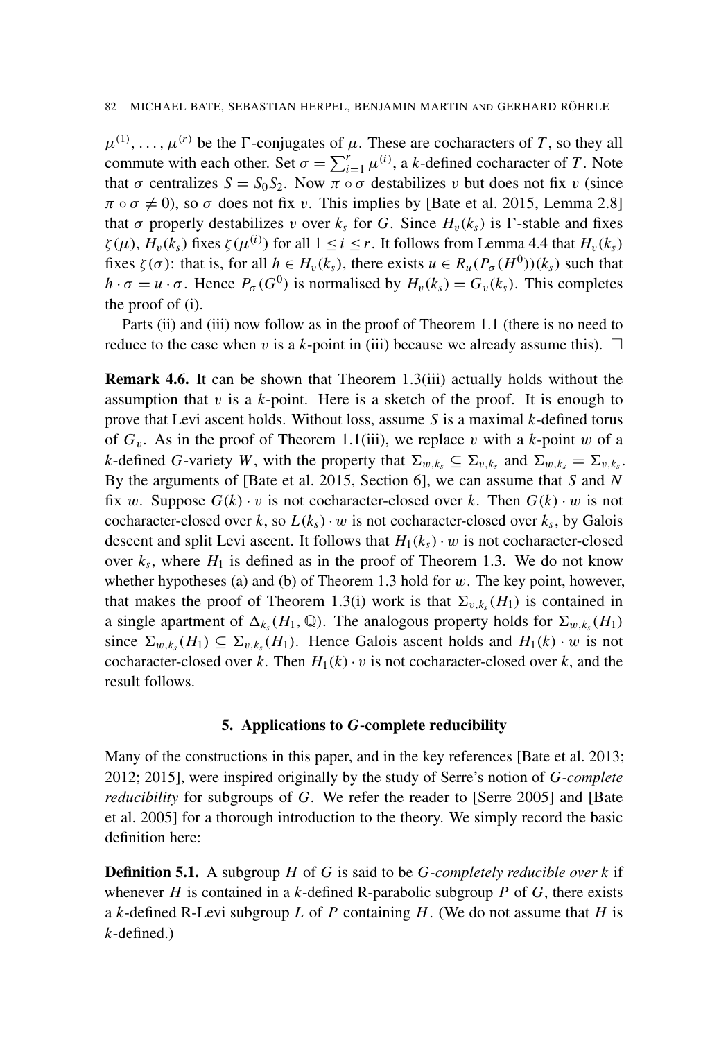$\mu^{(1)}, \dots, \mu^{(r)}$ be the $\Gamma$-conjugates of $\mu$. These are cocharacters of $T$, so they all commute with each other. Set $\sigma = \sum_{i=1}^{r} \mu^{(i)}$, a $k$-defined cocharacter of $T$. Note that $\sigma$ centralizes $S = S_0 S_2$. Now $\pi \circ \sigma$ destabilizes $v$ but does not fix $v$ (since $\pi \circ \sigma \neq 0$), so $\sigma$ does not fix $v$. This implies by [Bate et al. 2015, Lemma 2.8] that $\sigma$ properly destabilizes $v$ over $k_s$ for $G$. Since $H_v(k_s)$ is $\Gamma$-stable and fixes $\zeta(\mu)$, $H_v(k_s)$ fixes $\zeta(\mu^{(i)})$ for all $1 \leq i \leq r$. It follows from Lemma 4.4 that $H_v(k_s)$ fixes $\zeta(\sigma)$: that is, for all $h \in H_v(k_s)$, there exists $u \in R_u(P_\sigma(H^0))(k_s)$ such that $h \cdot \sigma = u \cdot \sigma$. Hence $P_\sigma(G^0)$ is normalised by $H_v(k_s) = G_v(k_s)$. This completes the proof of (i).

Parts (ii) and (iii) now follow as in the proof of Theorem 1.1 (there is no need to reduce to the case when $v$ is a $k$-point in (iii) because we already assume this). $\square$

**Remark 4.6.** It can be shown that Theorem 1.3(iii) actually holds without the assumption that $v$ is a $k$-point. Here is a sketch of the proof. It is enough to prove that Levi ascent holds. Without loss, assume $S$ is a maximal $k$-defined torus of $G_v$. As in the proof of Theorem 1.1(iii), we replace $v$ with a $k$-point $w$ of a $k$-defined $G$-variety $W$, with the property that $\Sigma_{w,k_s} \subseteq \Sigma_{v,k_s}$ and $\Sigma_{w,k_s} = \Sigma_{v,k_s}$. By the arguments of [Bate et al. 2015, Section 6], we can assume that $S$ and $N$ fix $w$. Suppose $G(k) \cdot v$ is not cocharacter-closed over $k$. Then $G(k) \cdot w$ is not cocharacter-closed over $k$, so $L(k_s) \cdot w$ is not cocharacter-closed over $k_s$, by Galois descent and split Levi ascent. It follows that $H_1(k_s) \cdot w$ is not cocharacter-closed over $k_s$, where $H_1$ is defined as in the proof of Theorem 1.3. We do not know whether hypotheses (a) and (b) of Theorem 1.3 hold for $w$. The key point, however, that makes the proof of Theorem 1.3(i) work is that $\Sigma_{v,k_s}(H_1)$ is contained in a single apartment of $\Delta_{k_s}(H_1, \mathbb{Q})$. The analogous property holds for $\Sigma_{w,k_s}(H_1)$ since $\Sigma_{w,k_s}(H_1) \subseteq \Sigma_{v,k_s}(H_1)$. Hence Galois ascent holds and $H_1(k) \cdot w$ is not cocharacter-closed over $k$. Then $H_1(k) \cdot v$ is not cocharacter-closed over $k$, and the result follows.

## 5. Applications to $G$-complete reducibility

Many of the constructions in this paper, and in the key references [Bate et al. 2013; 2012; 2015], were inspired originally by the study of Serre's notion of *$G$-complete reducibility* for subgroups of $G$. We refer the reader to [Serre 2005] and [Bate et al. 2005] for a thorough introduction to the theory. We simply record the basic definition here:

**Definition 5.1.** A subgroup $H$ of $G$ is said to be *$G$-completely reducible over $k$* if whenever $H$ is contained in a $k$-defined R-parabolic subgroup $P$ of $G$, there exists a $k$-defined R-Levi subgroup $L$ of $P$ containing $H$. (We do not assume that $H$ is $k$-defined.)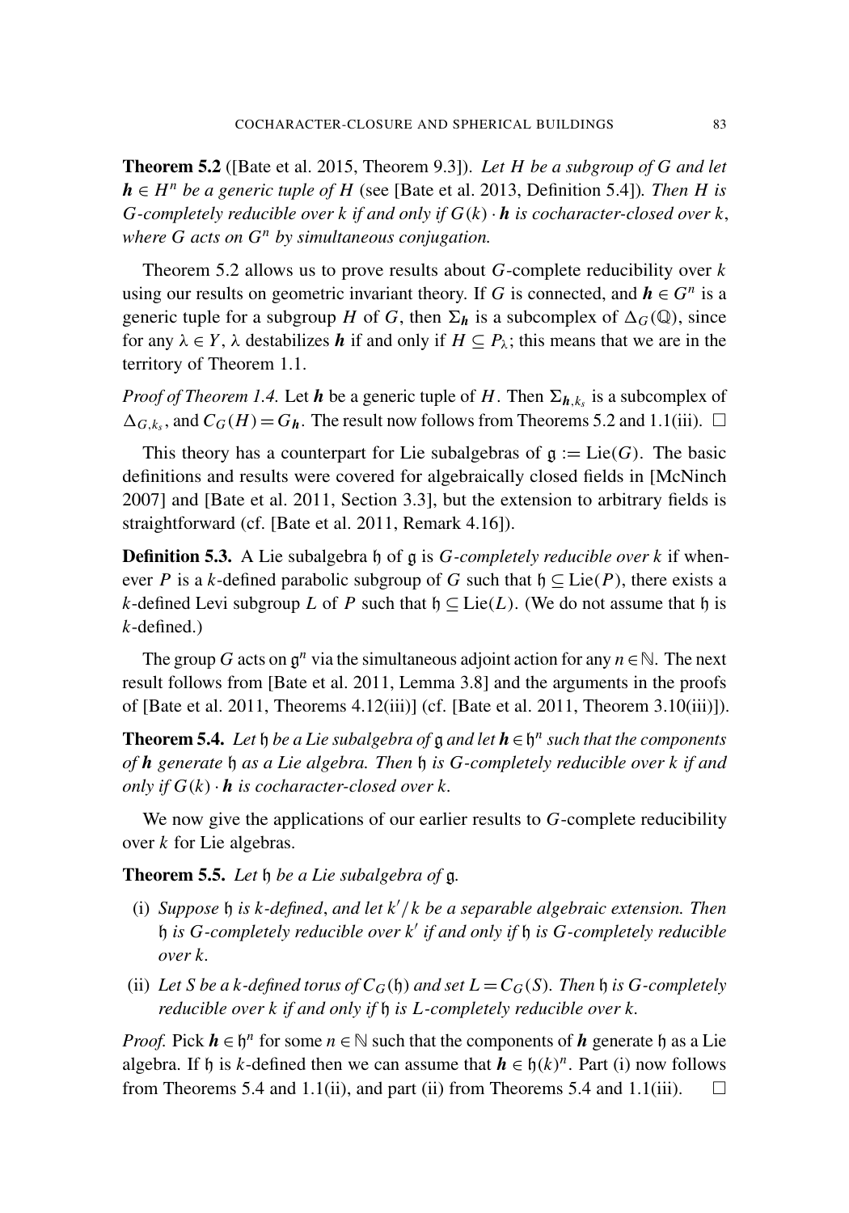**Theorem 5.2** ([Bate et al. 2015, Theorem 9.3]). *Let $H$ be a subgroup of $G$ and let $\boldsymbol{h} \in H^n$ be a generic tuple of $H$ (see [Bate et al. 2013, Definition 5.4]). Then $H$ is $G$-completely reducible over $k$ if and only if $G(k) \cdot \boldsymbol{h}$ is cocharacter-closed over $k$, where $G$ acts on $G^n$ by simultaneous conjugation.*

Theorem 5.2 allows us to prove results about $G$-complete reducibility over $k$ using our results on geometric invariant theory. If $G$ is connected, and $\boldsymbol{h} \in G^n$ is a generic tuple for a subgroup $H$ of $G$, then $\Sigma_{\boldsymbol{h}}$ is a subcomplex of $\Delta_G(\mathbb{Q})$, since for any $\lambda \in Y$, $\lambda$ destabilizes $\boldsymbol{h}$ if and only if $H \subseteq P_\lambda$; this means that we are in the territory of Theorem 1.1.

*Proof of Theorem 1.4.* Let $\boldsymbol{h}$ be a generic tuple of $H$. Then $\Sigma_{\boldsymbol{h},k_s}$ is a subcomplex of $\Delta_{G,k_s}$, and $C_G(H) = G_{\boldsymbol{h}}$. The result now follows from Theorems 5.2 and 1.1(iii). □

This theory has a counterpart for Lie subalgebras of $\mathfrak{g} := \mathrm{Lie}(G)$. The basic definitions and results were covered for algebraically closed fields in [McNinch 2007] and [Bate et al. 2011, Section 3.3], but the extension to arbitrary fields is straightforward (cf. [Bate et al. 2011, Remark 4.16]).

**Definition 5.3.** A Lie subalgebra $\mathfrak{h}$ of $\mathfrak{g}$ is *$G$-completely reducible over $k$* if whenever $P$ is a $k$-defined parabolic subgroup of $G$ such that $\mathfrak{h} \subseteq \mathrm{Lie}(P)$, there exists a $k$-defined Levi subgroup $L$ of $P$ such that $\mathfrak{h} \subseteq \mathrm{Lie}(L)$. (We do not assume that $\mathfrak{h}$ is $k$-defined.)

The group $G$ acts on $\mathfrak{g}^n$ via the simultaneous adjoint action for any $n \in \mathbb{N}$. The next result follows from [Bate et al. 2011, Lemma 3.8] and the arguments in the proofs of [Bate et al. 2011, Theorems 4.12(iii)] (cf. [Bate et al. 2011, Theorem 3.10(iii)]).

**Theorem 5.4.** *Let $\mathfrak{h}$ be a Lie subalgebra of $\mathfrak{g}$ and let $\boldsymbol{h} \in \mathfrak{h}^n$ such that the components of $\boldsymbol{h}$ generate $\mathfrak{h}$ as a Lie algebra. Then $\mathfrak{h}$ is $G$-completely reducible over $k$ if and only if $G(k) \cdot \boldsymbol{h}$ is cocharacter-closed over $k$.*

We now give the applications of our earlier results to $G$-complete reducibility over $k$ for Lie algebras.

**Theorem 5.5.** *Let $\mathfrak{h}$ be a Lie subalgebra of $\mathfrak{g}$.*

(i) *Suppose $\mathfrak{h}$ is $k$-defined, and let $k'/k$ be a separable algebraic extension. Then $\mathfrak{h}$ is $G$-completely reducible over $k'$ if and only if $\mathfrak{h}$ is $G$-completely reducible over $k$.*

(ii) *Let $S$ be a $k$-defined torus of $C_G(\mathfrak{h})$ and set $L = C_G(S)$. Then $\mathfrak{h}$ is $G$-completely reducible over $k$ if and only if $\mathfrak{h}$ is $L$-completely reducible over $k$.*

*Proof.* Pick $\boldsymbol{h} \in \mathfrak{h}^n$ for some $n \in \mathbb{N}$ such that the components of $\boldsymbol{h}$ generate $\mathfrak{h}$ as a Lie algebra. If $\mathfrak{h}$ is $k$-defined then we can assume that $\boldsymbol{h} \in \mathfrak{h}(k)^n$. Part (i) now follows from Theorems 5.4 and 1.1(ii), and part (ii) from Theorems 5.4 and 1.1(iii). □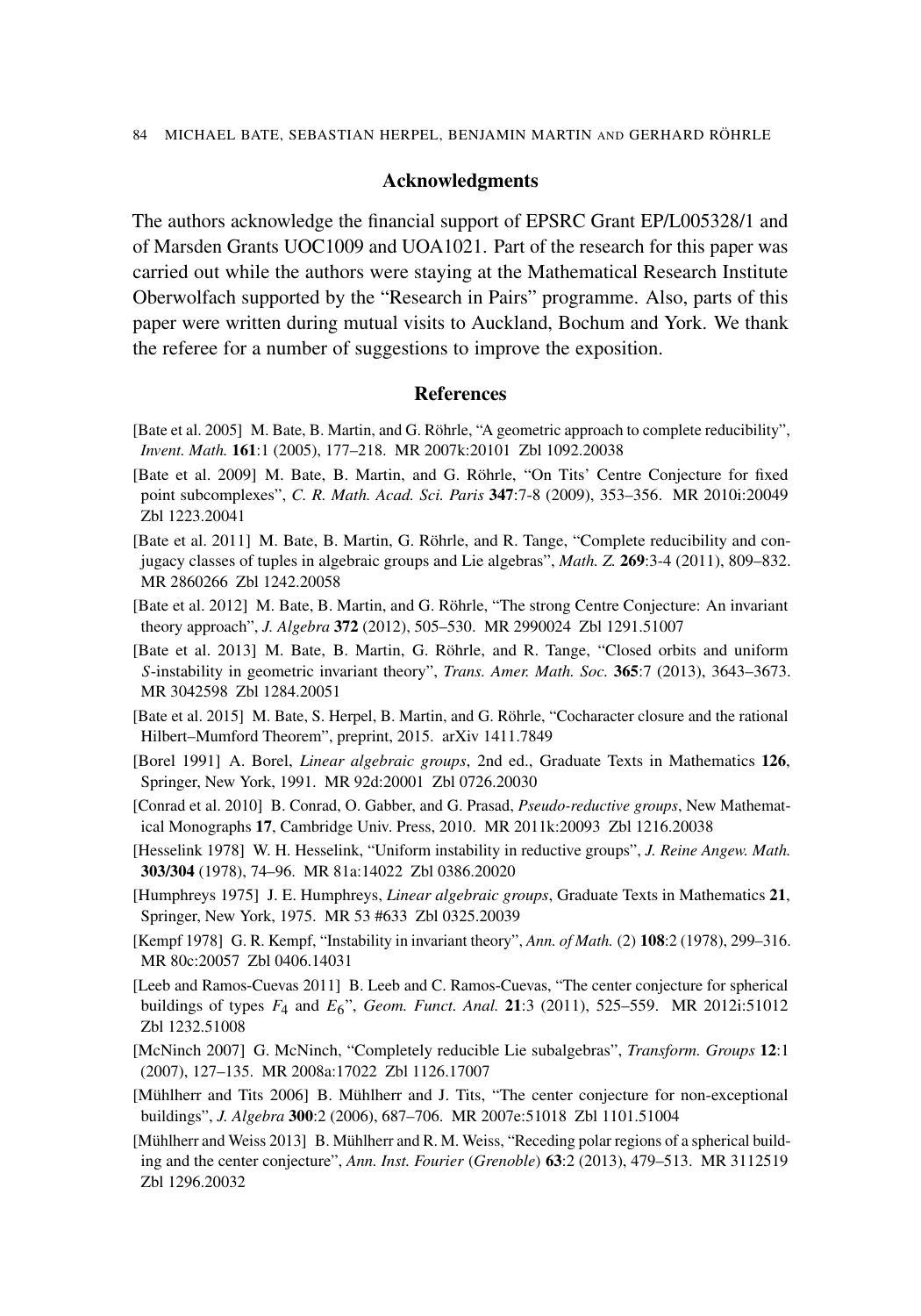## Acknowledgments

The authors acknowledge the financial support of EPSRC Grant EP/L005328/1 and of Marsden Grants UOC1009 and UOA1021. Part of the research for this paper was carried out while the authors were staying at the Mathematical Research Institute Oberwolfach supported by the "Research in Pairs" programme. Also, parts of this paper were written during mutual visits to Auckland, Bochum and York. We thank the referee for a number of suggestions to improve the exposition.

## References

[Bate et al. 2005] M. Bate, B. Martin, and G. Röhrle, "A geometric approach to complete reducibility", *Invent. Math.* **161**:1 (2005), 177–218. MR 2007k:20101 Zbl 1092.20038

[Bate et al. 2009] M. Bate, B. Martin, and G. Röhrle, "On Tits' Centre Conjecture for fixed point subcomplexes", *C. R. Math. Acad. Sci. Paris* **347**:7-8 (2009), 353–356. MR 2010i:20049 Zbl 1223.20041

[Bate et al. 2011] M. Bate, B. Martin, G. Röhrle, and R. Tange, "Complete reducibility and conjugacy classes of tuples in algebraic groups and Lie algebras", *Math. Z.* **269**:3-4 (2011), 809–832. MR 2860266 Zbl 1242.20058

[Bate et al. 2012] M. Bate, B. Martin, and G. Röhrle, "The strong Centre Conjecture: An invariant theory approach", *J. Algebra* **372** (2012), 505–530. MR 2990024 Zbl 1291.51007

[Bate et al. 2013] M. Bate, B. Martin, G. Röhrle, and R. Tange, "Closed orbits and uniform *S*-instability in geometric invariant theory", *Trans. Amer. Math. Soc.* **365**:7 (2013), 3643–3673. MR 3042598 Zbl 1284.20051

[Bate et al. 2015] M. Bate, S. Herpel, B. Martin, and G. Röhrle, "Cocharacter closure and the rational Hilbert–Mumford Theorem", preprint, 2015. arXiv 1411.7849

[Borel 1991] A. Borel, *Linear algebraic groups*, 2nd ed., Graduate Texts in Mathematics **126**, Springer, New York, 1991. MR 92d:20001 Zbl 0726.20030

[Conrad et al. 2010] B. Conrad, O. Gabber, and G. Prasad, *Pseudo-reductive groups*, New Mathematical Monographs **17**, Cambridge Univ. Press, 2010. MR 2011k:20093 Zbl 1216.20038

[Hesselink 1978] W. H. Hesselink, "Uniform instability in reductive groups", *J. Reine Angew. Math.* **303/304** (1978), 74–96. MR 81a:14022 Zbl 0386.20020

[Humphreys 1975] J. E. Humphreys, *Linear algebraic groups*, Graduate Texts in Mathematics **21**, Springer, New York, 1975. MR 53 #633 Zbl 0325.20039

[Kempf 1978] G. R. Kempf, "Instability in invariant theory", *Ann. of Math.* (2) **108**:2 (1978), 299–316. MR 80c:20057 Zbl 0406.14031

[Leeb and Ramos-Cuevas 2011] B. Leeb and C. Ramos-Cuevas, "The center conjecture for spherical buildings of types $F_4$ and $E_6$", *Geom. Funct. Anal.* **21**:3 (2011), 525–559. MR 2012i:51012 Zbl 1232.51008

[McNinch 2007] G. McNinch, "Completely reducible Lie subalgebras", *Transform. Groups* **12**:1 (2007), 127–135. MR 2008a:17022 Zbl 1126.17007

[Mühlherr and Tits 2006] B. Mühlherr and J. Tits, "The center conjecture for non-exceptional buildings", *J. Algebra* **300**:2 (2006), 687–706. MR 2007e:51018 Zbl 1101.51004

[Mühlherr and Weiss 2013] B. Mühlherr and R. M. Weiss, "Receding polar regions of a spherical building and the center conjecture", *Ann. Inst. Fourier* (*Grenoble*) **63**:2 (2013), 479–513. MR 3112519 Zbl 1296.20032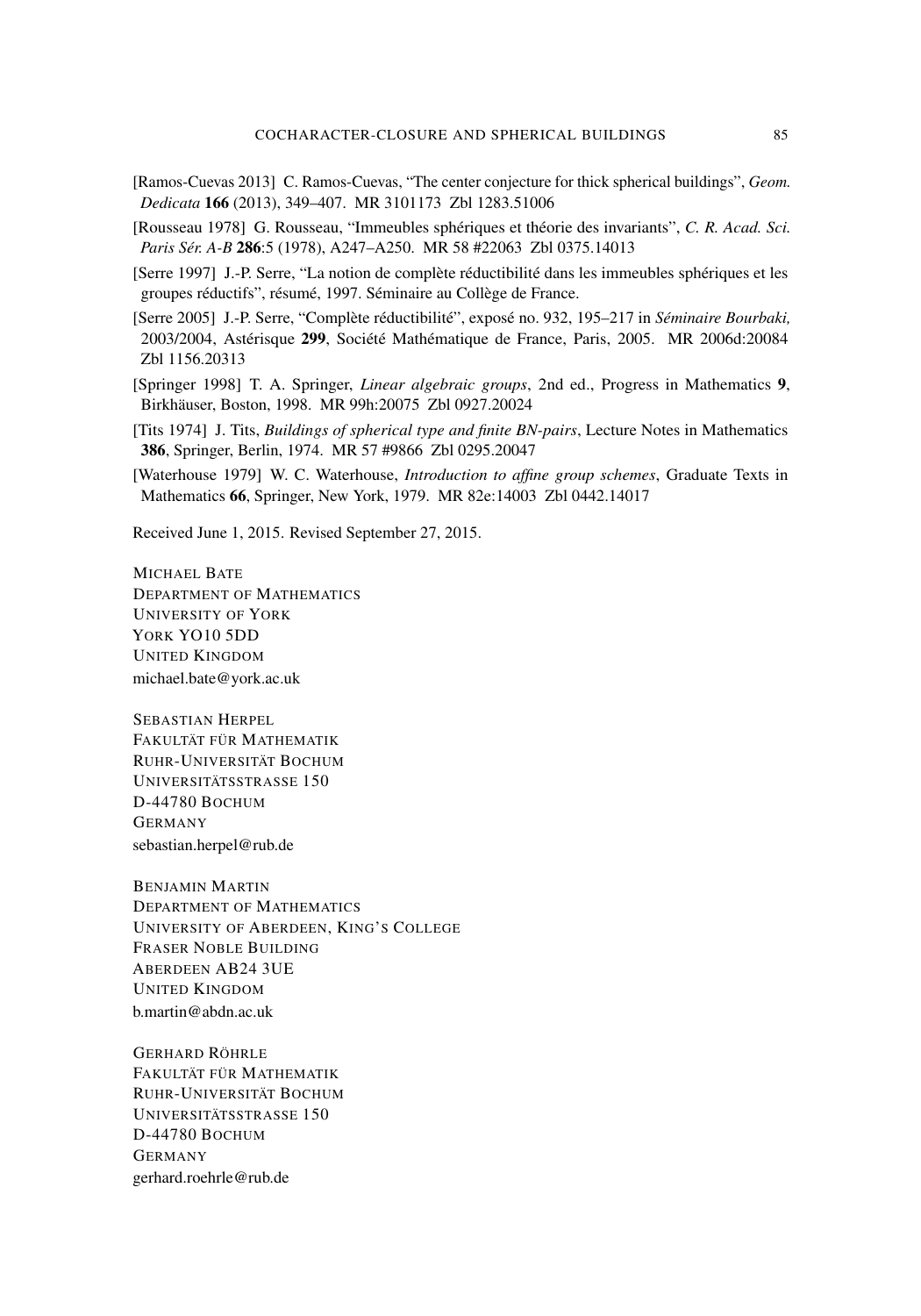[Ramos-Cuevas 2013] C. Ramos-Cuevas, "The center conjecture for thick spherical buildings", *Geom. Dedicata* **166** (2013), 349–407. MR 3101173 Zbl 1283.51006

[Rousseau 1978] G. Rousseau, "Immeubles sphériques et théorie des invariants", *C. R. Acad. Sci. Paris Sér. A-B* **286**:5 (1978), A247–A250. MR 58 #22063 Zbl 0375.14013

[Serre 1997] J.-P. Serre, "La notion de complète réductibilité dans les immeubles sphériques et les groupes réductifs", résumé, 1997. Séminaire au Collège de France.

[Serre 2005] J.-P. Serre, "Complète réductibilité", exposé no. 932, 195–217 in *Séminaire Bourbaki,* 2003/2004, Astérisque **299**, Société Mathématique de France, Paris, 2005. MR 2006d:20084 Zbl 1156.20313

[Springer 1998] T. A. Springer, *Linear algebraic groups*, 2nd ed., Progress in Mathematics **9**, Birkhäuser, Boston, 1998. MR 99h:20075 Zbl 0927.20024

[Tits 1974] J. Tits, *Buildings of spherical type and finite BN-pairs*, Lecture Notes in Mathematics **386**, Springer, Berlin, 1974. MR 57 #9866 Zbl 0295.20047

[Waterhouse 1979] W. C. Waterhouse, *Introduction to affine group schemes*, Graduate Texts in Mathematics **66**, Springer, New York, 1979. MR 82e:14003 Zbl 0442.14017

Received June 1, 2015. Revised September 27, 2015.

MICHAEL BATE
DEPARTMENT OF MATHEMATICS
UNIVERSITY OF YORK
YORK YO10 5DD
UNITED KINGDOM
michael.bate@york.ac.uk

SEBASTIAN HERPEL
FAKULTÄT FÜR MATHEMATIK
RUHR-UNIVERSITÄT BOCHUM
UNIVERSITÄTSSTRASSE 150
D-44780 BOCHUM
GERMANY
sebastian.herpel@rub.de

BENJAMIN MARTIN
DEPARTMENT OF MATHEMATICS
UNIVERSITY OF ABERDEEN, KING'S COLLEGE
FRASER NOBLE BUILDING
ABERDEEN AB24 3UE
UNITED KINGDOM
b.martin@abdn.ac.uk

GERHARD RÖHRLE
FAKULTÄT FÜR MATHEMATIK
RUHR-UNIVERSITÄT BOCHUM
UNIVERSITÄTSSTRASSE 150
D-44780 BOCHUM
GERMANY
gerhard.roehrle@rub.de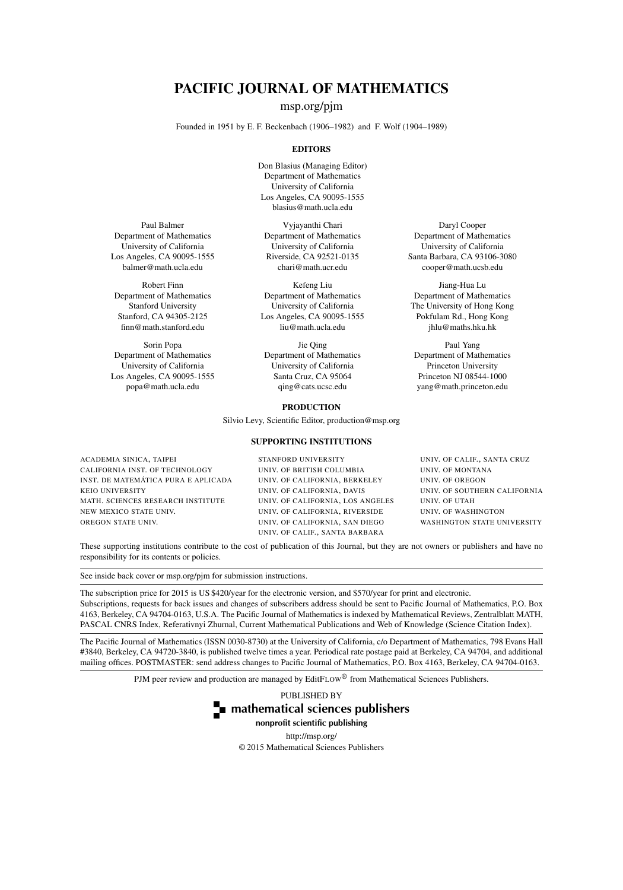# PACIFIC JOURNAL OF MATHEMATICS

msp.org/pjm

Founded in 1951 by E. F. Beckenbach (1906–1982) and F. Wolf (1904–1989)

## EDITORS

Don Blasius (Managing Editor)
Department of Mathematics
University of California
Los Angeles, CA 90095-1555
blasius@math.ucla.edu

Paul Balmer
Department of Mathematics
University of California
Los Angeles, CA 90095-1555
balmer@math.ucla.edu

Vyjayanthi Chari
Department of Mathematics
University of California
Riverside, CA 92521-0135
chari@math.ucr.edu

Daryl Cooper
Department of Mathematics
University of California
Santa Barbara, CA 93106-3080
cooper@math.ucsb.edu

Robert Finn
Department of Mathematics
Stanford University
Stanford, CA 94305-2125
finn@math.stanford.edu

Kefeng Liu
Department of Mathematics
University of California
Los Angeles, CA 90095-1555
liu@math.ucla.edu

Jiang-Hua Lu
Department of Mathematics
The University of Hong Kong
Pokfulam Rd., Hong Kong
jhlu@maths.hku.hk

Sorin Popa
Department of Mathematics
University of California
Los Angeles, CA 90095-1555
popa@math.ucla.edu

Jie Qing
Department of Mathematics
University of California
Santa Cruz, CA 95064
qing@cats.ucsc.edu

Paul Yang
Department of Mathematics
Princeton University
Princeton NJ 08544-1000
yang@math.princeton.edu

## PRODUCTION

Silvio Levy, Scientific Editor, production@msp.org

## SUPPORTING INSTITUTIONS

ACADEMIA SINICA, TAIPEI
CALIFORNIA INST. OF TECHNOLOGY
INST. DE MATEMÁTICA PURA E APLICADA
KEIO UNIVERSITY
MATH. SCIENCES RESEARCH INSTITUTE
NEW MEXICO STATE UNIV.
OREGON STATE UNIV.
STANFORD UNIVERSITY
UNIV. OF BRITISH COLUMBIA
UNIV. OF CALIFORNIA, BERKELEY
UNIV. OF CALIFORNIA, DAVIS
UNIV. OF CALIFORNIA, LOS ANGELES
UNIV. OF CALIFORNIA, RIVERSIDE
UNIV. OF CALIFORNIA, SAN DIEGO
UNIV. OF CALIF., SANTA BARBARA
UNIV. OF CALIF., SANTA CRUZ
UNIV. OF MONTANA
UNIV. OF OREGON
UNIV. OF SOUTHERN CALIFORNIA
UNIV. OF UTAH
UNIV. OF WASHINGTON
WASHINGTON STATE UNIVERSITY

These supporting institutions contribute to the cost of publication of this Journal, but they are not owners or publishers and have no responsibility for its contents or policies.

---

See inside back cover or msp.org/pjm for submission instructions.

---

The subscription price for 2015 is US $420/year for the electronic version, and $570/year for print and electronic.
Subscriptions, requests for back issues and changes of subscribers address should be sent to Pacific Journal of Mathematics, P.O. Box 4163, Berkeley, CA 94704-0163, U.S.A. The Pacific Journal of Mathematics is indexed by Mathematical Reviews, Zentralblatt MATH, PASCAL CNRS Index, Referativnyi Zhurnal, Current Mathematical Publications and Web of Knowledge (Science Citation Index).

---

The Pacific Journal of Mathematics (ISSN 0030-8730) at the University of California, c/o Department of Mathematics, 798 Evans Hall #3840, Berkeley, CA 94720-3840, is published twelve times a year. Periodical rate postage paid at Berkeley, CA 94704, and additional mailing offices. POSTMASTER: send address changes to Pacific Journal of Mathematics, P.O. Box 4163, Berkeley, CA 94704-0163.

---

PJM peer review and production are managed by EditFLOW® from Mathematical Sciences Publishers.

PUBLISHED BY
**mathematical sciences publishers**
**nonprofit scientific publishing**
http://msp.org/
© 2015 Mathematical Sciences Publishers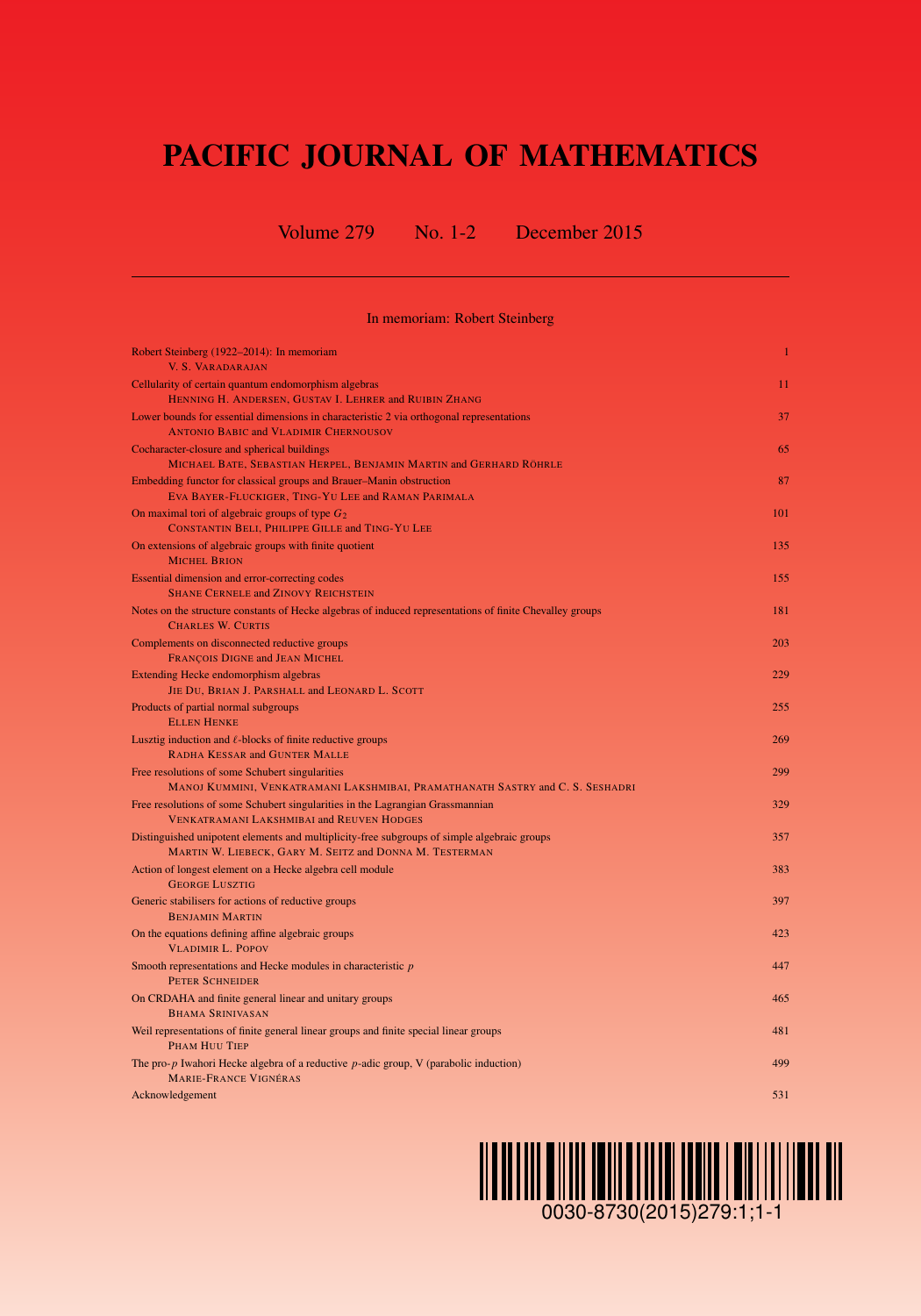# PACIFIC JOURNAL OF MATHEMATICS

Volume 279 No. 1-2 December 2015

---

In memoriam: Robert Steinberg

| | |
|---|---|
| Robert Steinberg (1922–2014): In memoriam<br>V. S. Varadarajan | 1 |
| Cellularity of certain quantum endomorphism algebras<br>Henning H. Andersen, Gustav I. Lehrer and Ruibin Zhang | 11 |
| Lower bounds for essential dimensions in characteristic 2 via orthogonal representations<br>Antonio Babic and Vladimir Chernousov | 37 |
| Cocharacter-closure and spherical buildings<br>Michael Bate, Sebastian Herpel, Benjamin Martin and Gerhard Röhrle | 65 |
| Embedding functor for classical groups and Brauer–Manin obstruction<br>Eva Bayer-Fluckiger, Ting-Yu Lee and Raman Parimala | 87 |
| On maximal tori of algebraic groups of type $G_2$<br>Constantin Beli, Philippe Gille and Ting-Yu Lee | 101 |
| On extensions of algebraic groups with finite quotient<br>Michel Brion | 135 |
| Essential dimension and error-correcting codes<br>Shane Cernele and Zinovy Reichstein | 155 |
| Notes on the structure constants of Hecke algebras of induced representations of finite Chevalley groups<br>Charles W. Curtis | 181 |
| Complements on disconnected reductive groups<br>François Digne and Jean Michel | 203 |
| Extending Hecke endomorphism algebras<br>Jie Du, Brian J. Parshall and Leonard L. Scott | 229 |
| Products of partial normal subgroups<br>Ellen Henke | 255 |
| Lusztig induction and $\ell$-blocks of finite reductive groups<br>Radha Kessar and Gunter Malle | 269 |
| Free resolutions of some Schubert singularities<br>Manoj Kummini, Venkatramani Lakshmibai, Pramathanath Sastry and C. S. Seshadri | 299 |
| Free resolutions of some Schubert singularities in the Lagrangian Grassmannian<br>Venkatramani Lakshmibai and Reuven Hodges | 329 |
| Distinguished unipotent elements and multiplicity-free subgroups of simple algebraic groups<br>Martin W. Liebeck, Gary M. Seitz and Donna M. Testerman | 357 |
| Action of longest element on a Hecke algebra cell module<br>George Lusztig | 383 |
| Generic stabilisers for actions of reductive groups<br>Benjamin Martin | 397 |
| On the equations defining affine algebraic groups<br>Vladimir L. Popov | 423 |
| Smooth representations and Hecke modules in characteristic $p$<br>Peter Schneider | 447 |
| On CRDAHA and finite general linear and unitary groups<br>Bhama Srinivasan | 465 |
| Weil representations of finite general linear groups and finite special linear groups<br>Pham Huu Tiep | 481 |
| The pro-$p$ Iwahori Hecke algebra of a reductive $p$-adic group, V (parabolic induction)<br>Marie-France Vignéras | 499 |
| Acknowledgement | 531 |

0030-8730(2015)279:1;1-1